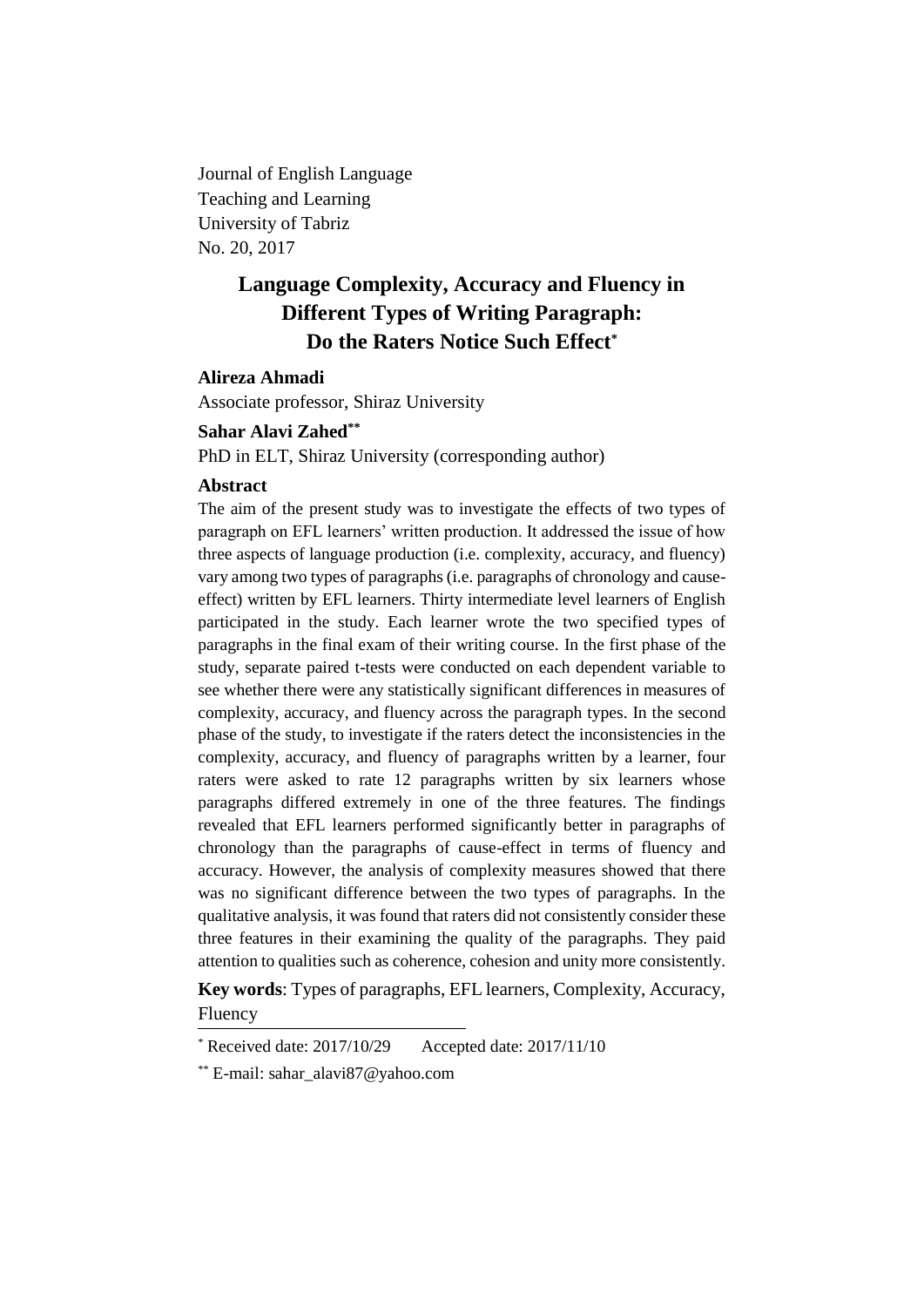Journal of English Language
Teaching and Learning
University of Tabriz
No. 20, 2017

# Language Complexity, Accuracy and Fluency in Different Types of Writing Paragraph: Do the Raters Notice Such Effect[*]

**Alireza Ahmadi**

Associate professor, Shiraz University

**Sahar Alavi Zahed[**]**

PhD in ELT, Shiraz University (corresponding author)

## Abstract

The aim of the present study was to investigate the effects of two types of paragraph on EFL learners' written production. It addressed the issue of how three aspects of language production (i.e. complexity, accuracy, and fluency) vary among two types of paragraphs (i.e. paragraphs of chronology and cause-effect) written by EFL learners. Thirty intermediate level learners of English participated in the study. Each learner wrote the two specified types of paragraphs in the final exam of their writing course. In the first phase of the study, separate paired t-tests were conducted on each dependent variable to see whether there were any statistically significant differences in measures of complexity, accuracy, and fluency across the paragraph types. In the second phase of the study, to investigate if the raters detect the inconsistencies in the complexity, accuracy, and fluency of paragraphs written by a learner, four raters were asked to rate 12 paragraphs written by six learners whose paragraphs differed extremely in one of the three features. The findings revealed that EFL learners performed significantly better in paragraphs of chronology than the paragraphs of cause-effect in terms of fluency and accuracy. However, the analysis of complexity measures showed that there was no significant difference between the two types of paragraphs. In the qualitative analysis, it was found that raters did not consistently consider these three features in their examining the quality of the paragraphs. They paid attention to qualities such as coherence, cohesion and unity more consistently.

**Key words**: Types of paragraphs, EFL learners, Complexity, Accuracy, Fluency

---

[*] Received date: 2017/10/29 Accepted date: 2017/11/10

[**] E-mail: sahar_alavi87@yahoo.com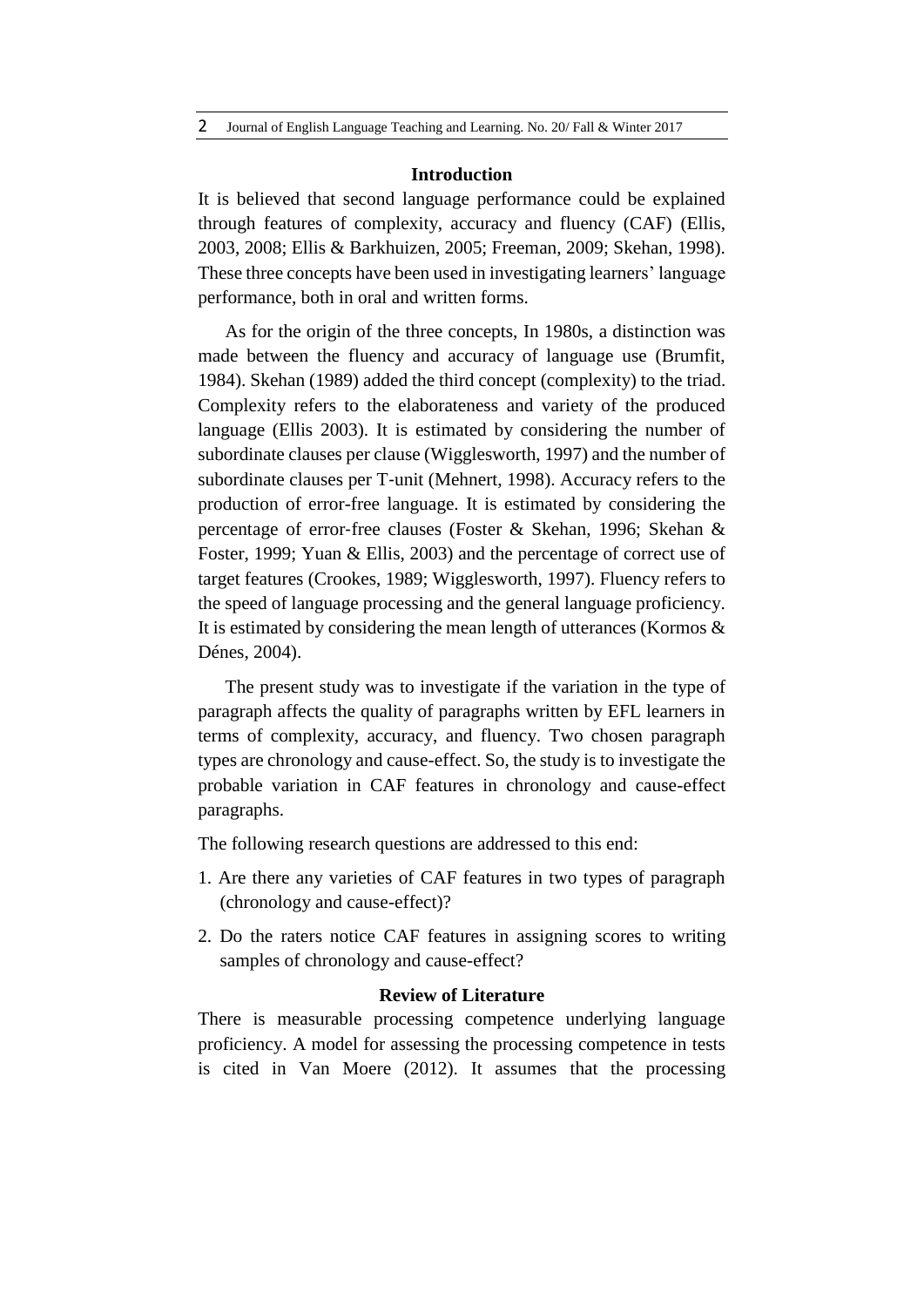## Introduction

It is believed that second language performance could be explained through features of complexity, accuracy and fluency (CAF) (Ellis, 2003, 2008; Ellis & Barkhuizen, 2005; Freeman, 2009; Skehan, 1998). These three concepts have been used in investigating learners' language performance, both in oral and written forms.

As for the origin of the three concepts, In 1980s, a distinction was made between the fluency and accuracy of language use (Brumfit, 1984). Skehan (1989) added the third concept (complexity) to the triad. Complexity refers to the elaborateness and variety of the produced language (Ellis 2003). It is estimated by considering the number of subordinate clauses per clause (Wigglesworth, 1997) and the number of subordinate clauses per T-unit (Mehnert, 1998). Accuracy refers to the production of error-free language. It is estimated by considering the percentage of error-free clauses (Foster & Skehan, 1996; Skehan & Foster, 1999; Yuan & Ellis, 2003) and the percentage of correct use of target features (Crookes, 1989; Wigglesworth, 1997). Fluency refers to the speed of language processing and the general language proficiency. It is estimated by considering the mean length of utterances (Kormos & Dénes, 2004).

The present study was to investigate if the variation in the type of paragraph affects the quality of paragraphs written by EFL learners in terms of complexity, accuracy, and fluency. Two chosen paragraph types are chronology and cause-effect. So, the study is to investigate the probable variation in CAF features in chronology and cause-effect paragraphs.

The following research questions are addressed to this end:

1. Are there any varieties of CAF features in two types of paragraph (chronology and cause-effect)?
2. Do the raters notice CAF features in assigning scores to writing samples of chronology and cause-effect?

## Review of Literature

There is measurable processing competence underlying language proficiency. A model for assessing the processing competence in tests is cited in Van Moere (2012). It assumes that the processing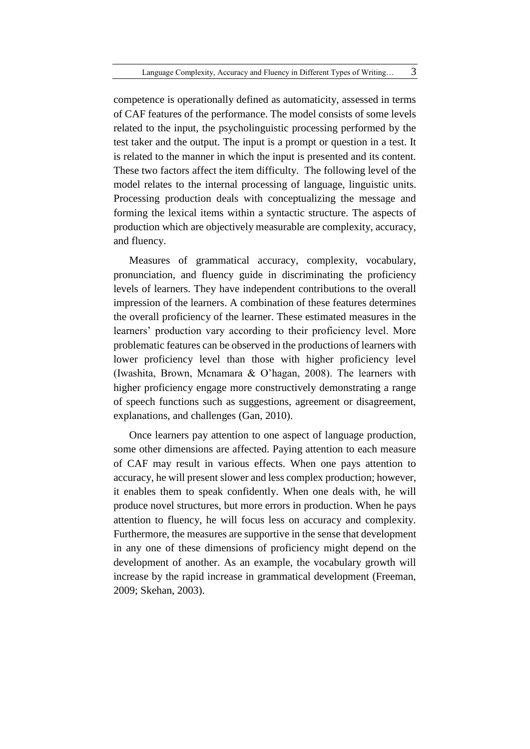competence is operationally defined as automaticity, assessed in terms of CAF features of the performance. The model consists of some levels related to the input, the psycholinguistic processing performed by the test taker and the output. The input is a prompt or question in a test. It is related to the manner in which the input is presented and its content. These two factors affect the item difficulty. The following level of the model relates to the internal processing of language, linguistic units. Processing production deals with conceptualizing the message and forming the lexical items within a syntactic structure. The aspects of production which are objectively measurable are complexity, accuracy, and fluency.

Measures of grammatical accuracy, complexity, vocabulary, pronunciation, and fluency guide in discriminating the proficiency levels of learners. They have independent contributions to the overall impression of the learners. A combination of these features determines the overall proficiency of the learner. These estimated measures in the learners' production vary according to their proficiency level. More problematic features can be observed in the productions of learners with lower proficiency level than those with higher proficiency level (Iwashita, Brown, Mcnamara & O'hagan, 2008). The learners with higher proficiency engage more constructively demonstrating a range of speech functions such as suggestions, agreement or disagreement, explanations, and challenges (Gan, 2010).

Once learners pay attention to one aspect of language production, some other dimensions are affected. Paying attention to each measure of CAF may result in various effects. When one pays attention to accuracy, he will present slower and less complex production; however, it enables them to speak confidently. When one deals with, he will produce novel structures, but more errors in production. When he pays attention to fluency, he will focus less on accuracy and complexity. Furthermore, the measures are supportive in the sense that development in any one of these dimensions of proficiency might depend on the development of another. As an example, the vocabulary growth will increase by the rapid increase in grammatical development (Freeman, 2009; Skehan, 2003).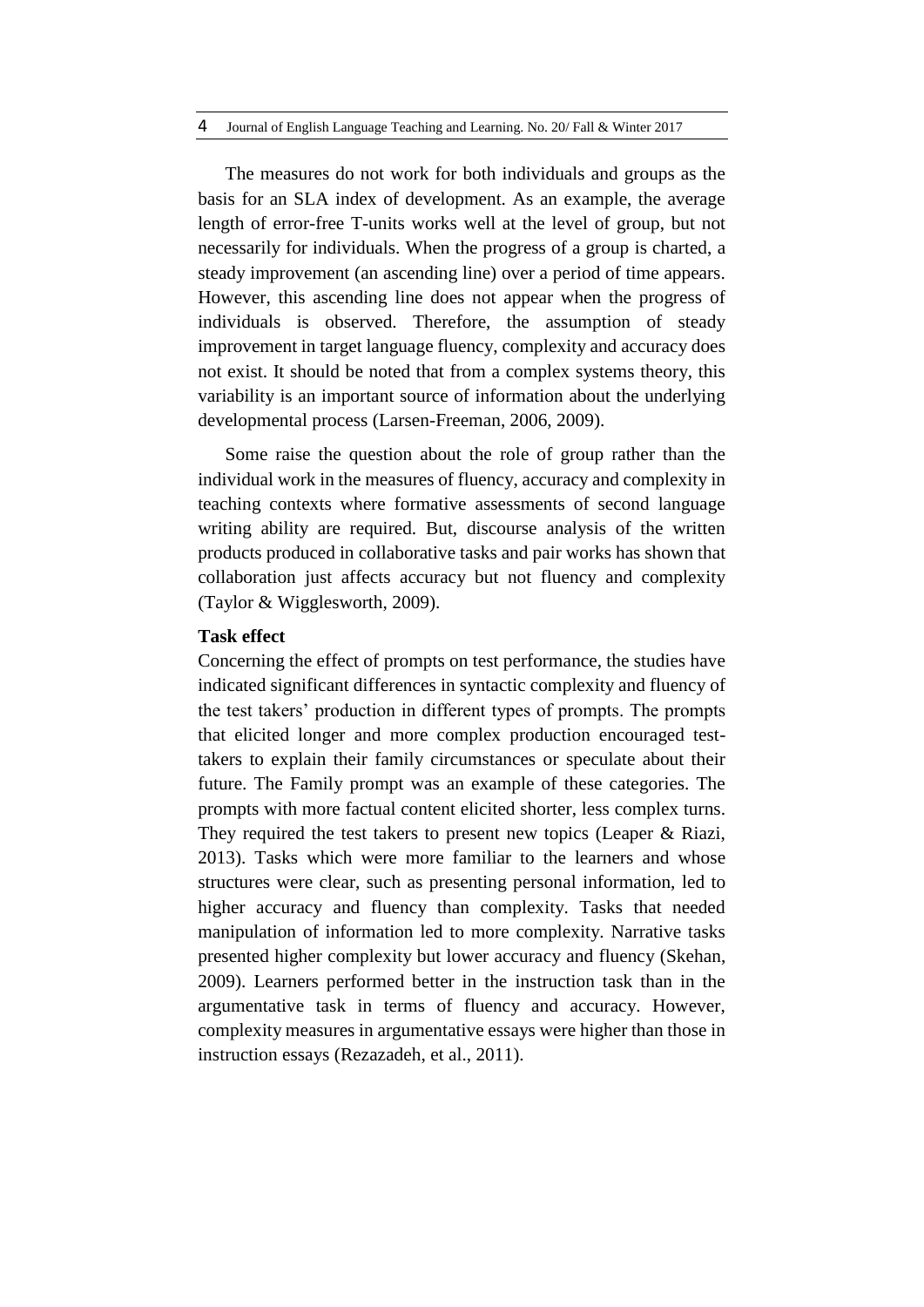The measures do not work for both individuals and groups as the basis for an SLA index of development. As an example, the average length of error-free T-units works well at the level of group, but not necessarily for individuals. When the progress of a group is charted, a steady improvement (an ascending line) over a period of time appears. However, this ascending line does not appear when the progress of individuals is observed. Therefore, the assumption of steady improvement in target language fluency, complexity and accuracy does not exist. It should be noted that from a complex systems theory, this variability is an important source of information about the underlying developmental process (Larsen-Freeman, 2006, 2009).

Some raise the question about the role of group rather than the individual work in the measures of fluency, accuracy and complexity in teaching contexts where formative assessments of second language writing ability are required. But, discourse analysis of the written products produced in collaborative tasks and pair works has shown that collaboration just affects accuracy but not fluency and complexity (Taylor & Wigglesworth, 2009).

**Task effect**

Concerning the effect of prompts on test performance, the studies have indicated significant differences in syntactic complexity and fluency of the test takers' production in different types of prompts. The prompts that elicited longer and more complex production encouraged test-takers to explain their family circumstances or speculate about their future. The Family prompt was an example of these categories. The prompts with more factual content elicited shorter, less complex turns. They required the test takers to present new topics (Leaper & Riazi, 2013). Tasks which were more familiar to the learners and whose structures were clear, such as presenting personal information, led to higher accuracy and fluency than complexity. Tasks that needed manipulation of information led to more complexity. Narrative tasks presented higher complexity but lower accuracy and fluency (Skehan, 2009). Learners performed better in the instruction task than in the argumentative task in terms of fluency and accuracy. However, complexity measures in argumentative essays were higher than those in instruction essays (Rezazadeh, et al., 2011).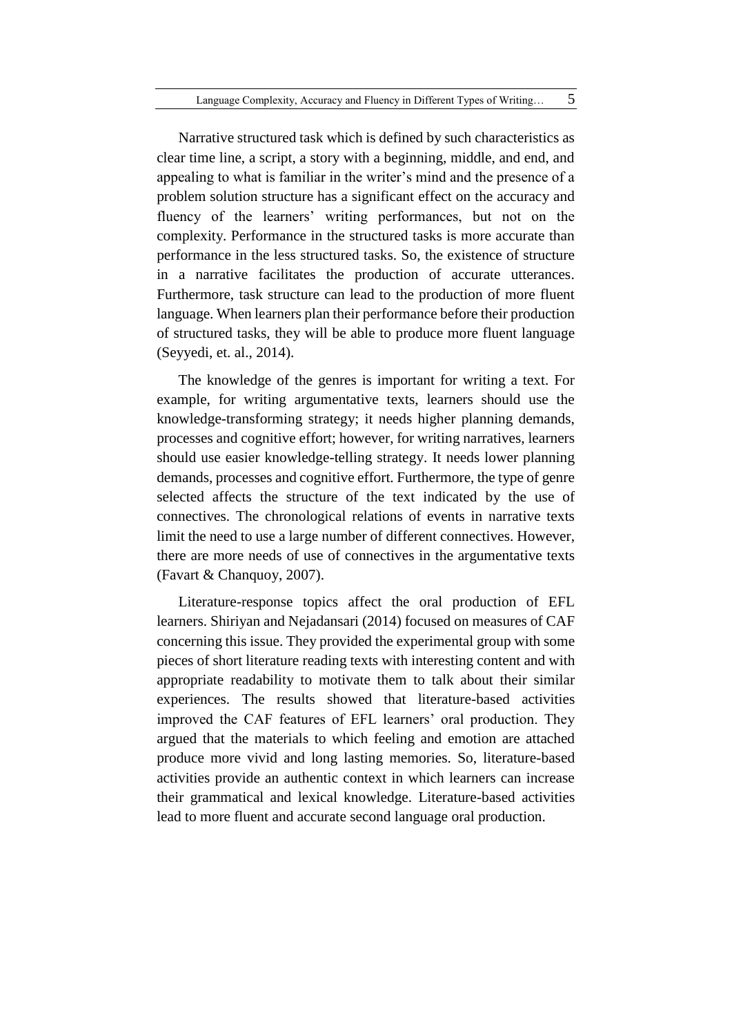Narrative structured task which is defined by such characteristics as clear time line, a script, a story with a beginning, middle, and end, and appealing to what is familiar in the writer's mind and the presence of a problem solution structure has a significant effect on the accuracy and fluency of the learners' writing performances, but not on the complexity. Performance in the structured tasks is more accurate than performance in the less structured tasks. So, the existence of structure in a narrative facilitates the production of accurate utterances. Furthermore, task structure can lead to the production of more fluent language. When learners plan their performance before their production of structured tasks, they will be able to produce more fluent language (Seyyedi, et. al., 2014).

The knowledge of the genres is important for writing a text. For example, for writing argumentative texts, learners should use the knowledge-transforming strategy; it needs higher planning demands, processes and cognitive effort; however, for writing narratives, learners should use easier knowledge-telling strategy. It needs lower planning demands, processes and cognitive effort. Furthermore, the type of genre selected affects the structure of the text indicated by the use of connectives. The chronological relations of events in narrative texts limit the need to use a large number of different connectives. However, there are more needs of use of connectives in the argumentative texts (Favart & Chanquoy, 2007).

Literature-response topics affect the oral production of EFL learners. Shiriyan and Nejadansari (2014) focused on measures of CAF concerning this issue. They provided the experimental group with some pieces of short literature reading texts with interesting content and with appropriate readability to motivate them to talk about their similar experiences. The results showed that literature-based activities improved the CAF features of EFL learners' oral production. They argued that the materials to which feeling and emotion are attached produce more vivid and long lasting memories. So, literature-based activities provide an authentic context in which learners can increase their grammatical and lexical knowledge. Literature-based activities lead to more fluent and accurate second language oral production.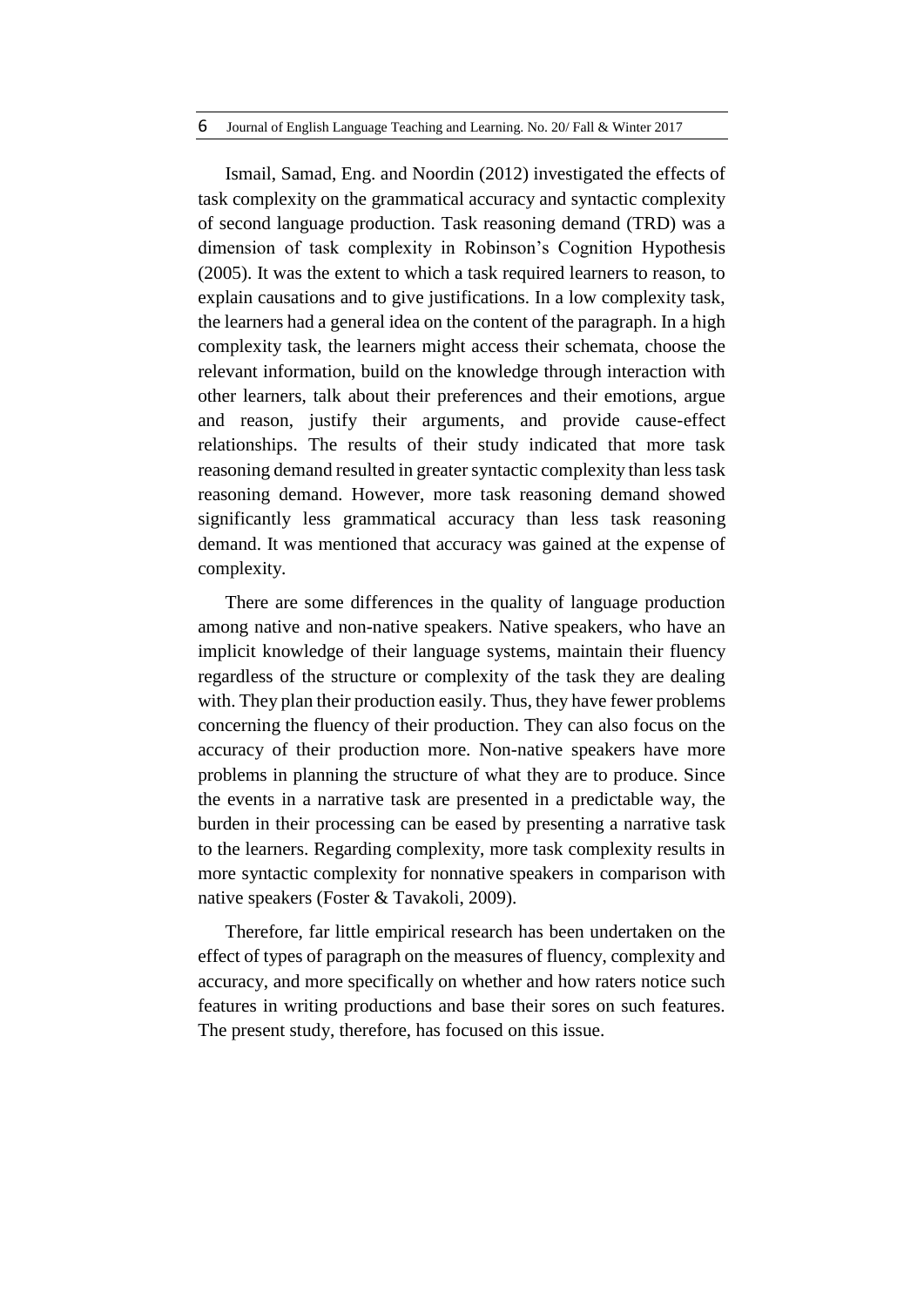Ismail, Samad, Eng. and Noordin (2012) investigated the effects of task complexity on the grammatical accuracy and syntactic complexity of second language production. Task reasoning demand (TRD) was a dimension of task complexity in Robinson's Cognition Hypothesis (2005). It was the extent to which a task required learners to reason, to explain causations and to give justifications. In a low complexity task, the learners had a general idea on the content of the paragraph. In a high complexity task, the learners might access their schemata, choose the relevant information, build on the knowledge through interaction with other learners, talk about their preferences and their emotions, argue and reason, justify their arguments, and provide cause-effect relationships. The results of their study indicated that more task reasoning demand resulted in greater syntactic complexity than less task reasoning demand. However, more task reasoning demand showed significantly less grammatical accuracy than less task reasoning demand. It was mentioned that accuracy was gained at the expense of complexity.

There are some differences in the quality of language production among native and non-native speakers. Native speakers, who have an implicit knowledge of their language systems, maintain their fluency regardless of the structure or complexity of the task they are dealing with. They plan their production easily. Thus, they have fewer problems concerning the fluency of their production. They can also focus on the accuracy of their production more. Non-native speakers have more problems in planning the structure of what they are to produce. Since the events in a narrative task are presented in a predictable way, the burden in their processing can be eased by presenting a narrative task to the learners. Regarding complexity, more task complexity results in more syntactic complexity for nonnative speakers in comparison with native speakers (Foster & Tavakoli, 2009).

Therefore, far little empirical research has been undertaken on the effect of types of paragraph on the measures of fluency, complexity and accuracy, and more specifically on whether and how raters notice such features in writing productions and base their sores on such features. The present study, therefore, has focused on this issue.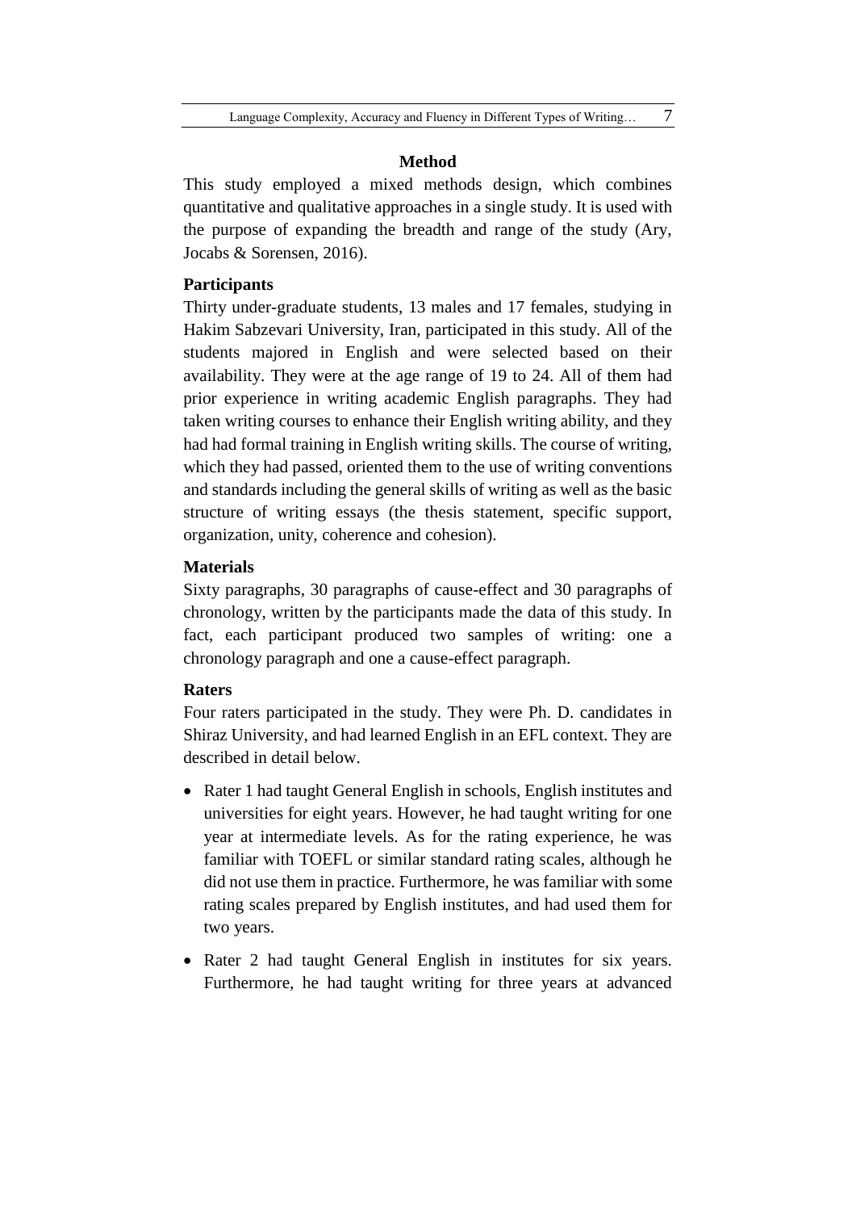## Method

This study employed a mixed methods design, which combines quantitative and qualitative approaches in a single study. It is used with the purpose of expanding the breadth and range of the study (Ary, Jocabs & Sorensen, 2016).

### Participants

Thirty under-graduate students, 13 males and 17 females, studying in Hakim Sabzevari University, Iran, participated in this study. All of the students majored in English and were selected based on their availability. They were at the age range of 19 to 24. All of them had prior experience in writing academic English paragraphs. They had taken writing courses to enhance their English writing ability, and they had had formal training in English writing skills. The course of writing, which they had passed, oriented them to the use of writing conventions and standards including the general skills of writing as well as the basic structure of writing essays (the thesis statement, specific support, organization, unity, coherence and cohesion).

### Materials

Sixty paragraphs, 30 paragraphs of cause-effect and 30 paragraphs of chronology, written by the participants made the data of this study. In fact, each participant produced two samples of writing: one a chronology paragraph and one a cause-effect paragraph.

### Raters

Four raters participated in the study. They were Ph. D. candidates in Shiraz University, and had learned English in an EFL context. They are described in detail below.

- Rater 1 had taught General English in schools, English institutes and universities for eight years. However, he had taught writing for one year at intermediate levels. As for the rating experience, he was familiar with TOEFL or similar standard rating scales, although he did not use them in practice. Furthermore, he was familiar with some rating scales prepared by English institutes, and had used them for two years.
- Rater 2 had taught General English in institutes for six years. Furthermore, he had taught writing for three years at advanced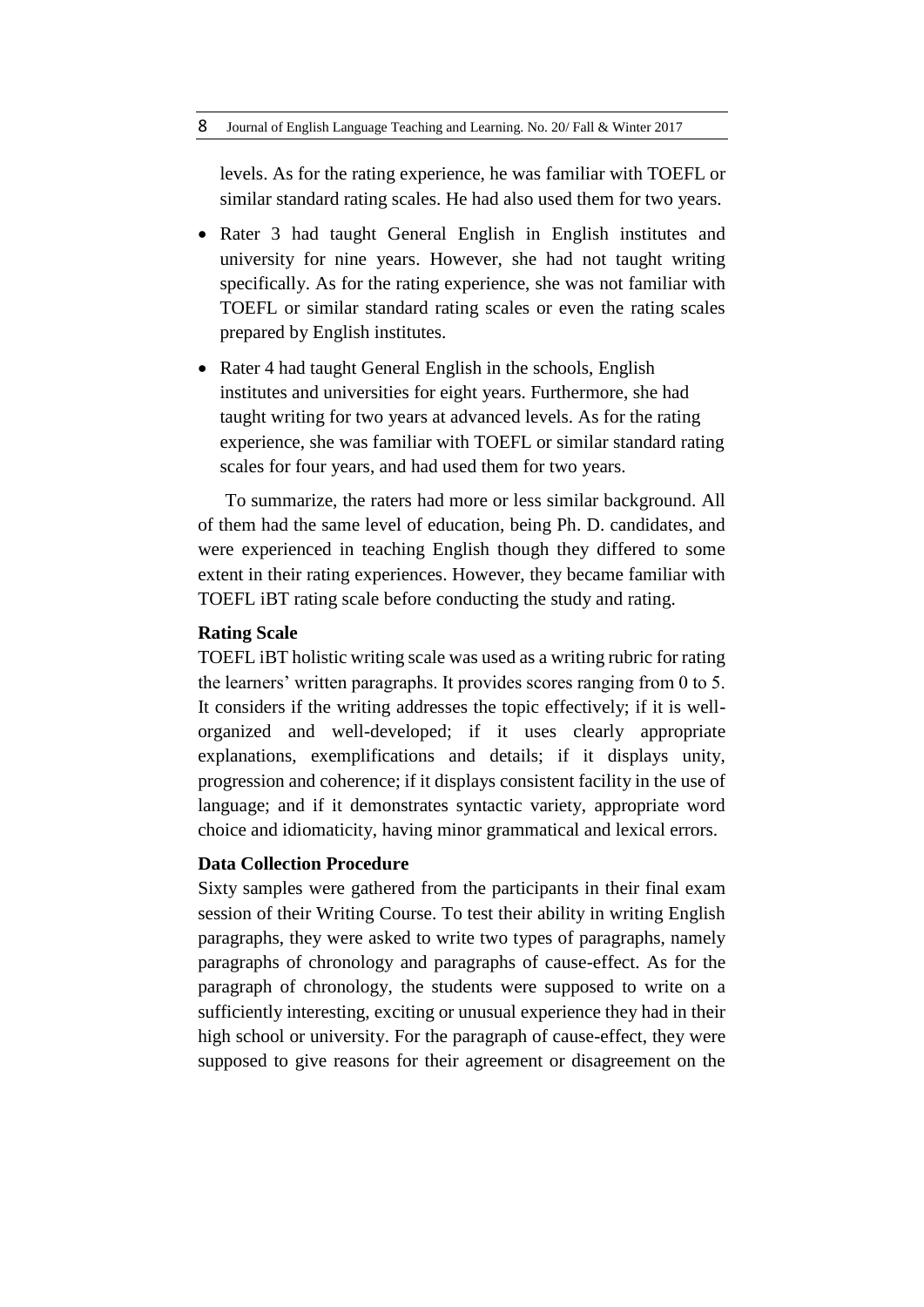levels. As for the rating experience, he was familiar with TOEFL or similar standard rating scales. He had also used them for two years.

- Rater 3 had taught General English in English institutes and university for nine years. However, she had not taught writing specifically. As for the rating experience, she was not familiar with TOEFL or similar standard rating scales or even the rating scales prepared by English institutes.
- Rater 4 had taught General English in the schools, English institutes and universities for eight years. Furthermore, she had taught writing for two years at advanced levels. As for the rating experience, she was familiar with TOEFL or similar standard rating scales for four years, and had used them for two years.

To summarize, the raters had more or less similar background. All of them had the same level of education, being Ph. D. candidates, and were experienced in teaching English though they differed to some extent in their rating experiences. However, they became familiar with TOEFL iBT rating scale before conducting the study and rating.

**Rating Scale**

TOEFL iBT holistic writing scale was used as a writing rubric for rating the learners' written paragraphs. It provides scores ranging from 0 to 5. It considers if the writing addresses the topic effectively; if it is well-organized and well-developed; if it uses clearly appropriate explanations, exemplifications and details; if it displays unity, progression and coherence; if it displays consistent facility in the use of language; and if it demonstrates syntactic variety, appropriate word choice and idiomaticity, having minor grammatical and lexical errors.

**Data Collection Procedure**

Sixty samples were gathered from the participants in their final exam session of their Writing Course. To test their ability in writing English paragraphs, they were asked to write two types of paragraphs, namely paragraphs of chronology and paragraphs of cause-effect. As for the paragraph of chronology, the students were supposed to write on a sufficiently interesting, exciting or unusual experience they had in their high school or university. For the paragraph of cause-effect, they were supposed to give reasons for their agreement or disagreement on the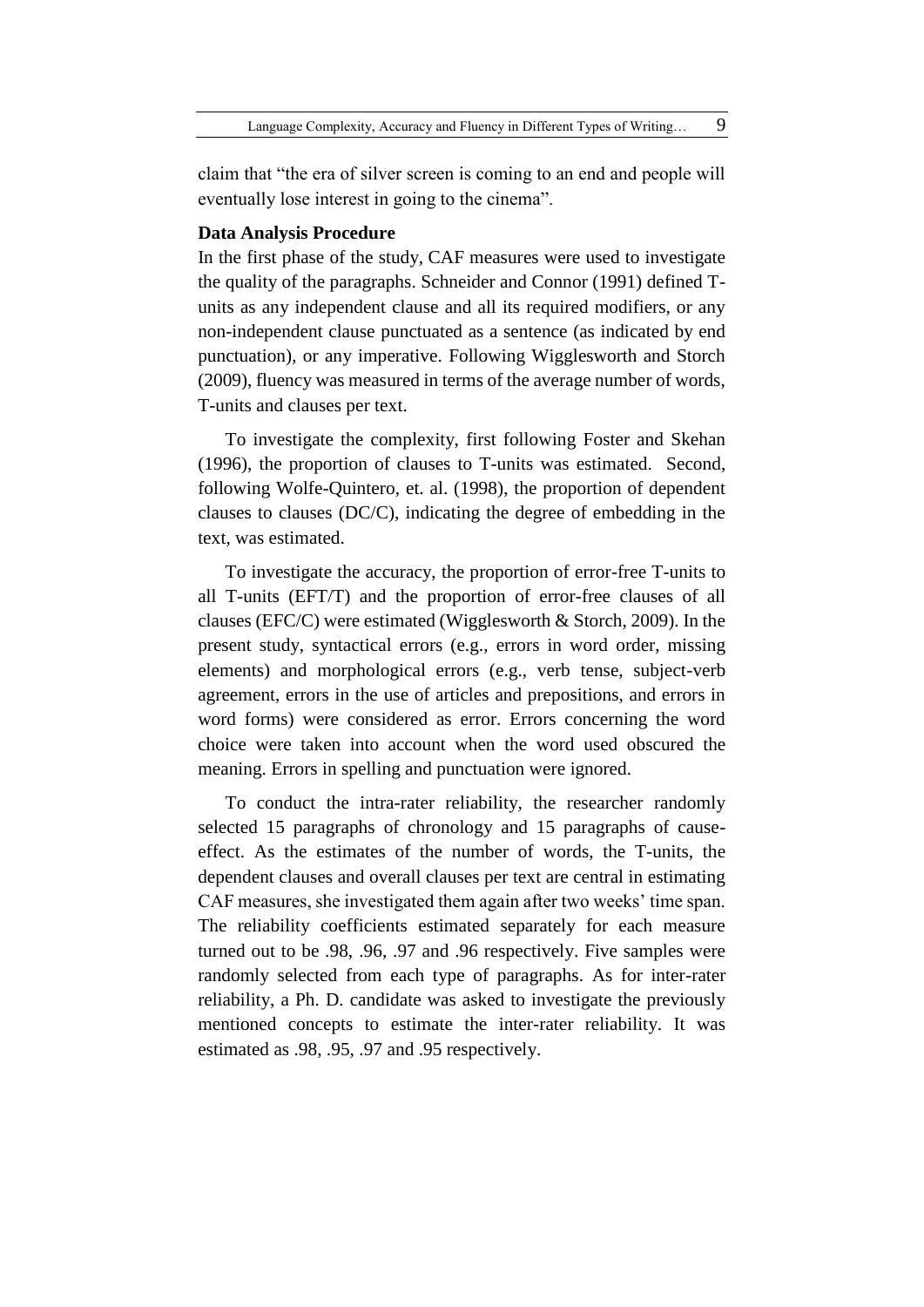claim that “the era of silver screen is coming to an end and people will eventually lose interest in going to the cinema”.

**Data Analysis Procedure**

In the first phase of the study, CAF measures were used to investigate the quality of the paragraphs. Schneider and Connor (1991) defined T-units as any independent clause and all its required modifiers, or any non-independent clause punctuated as a sentence (as indicated by end punctuation), or any imperative. Following Wigglesworth and Storch (2009), fluency was measured in terms of the average number of words, T-units and clauses per text.

To investigate the complexity, first following Foster and Skehan (1996), the proportion of clauses to T-units was estimated. Second, following Wolfe-Quintero, et. al. (1998), the proportion of dependent clauses to clauses (DC/C), indicating the degree of embedding in the text, was estimated.

To investigate the accuracy, the proportion of error-free T-units to all T-units (EFT/T) and the proportion of error-free clauses of all clauses (EFC/C) were estimated (Wigglesworth & Storch, 2009). In the present study, syntactical errors (e.g., errors in word order, missing elements) and morphological errors (e.g., verb tense, subject-verb agreement, errors in the use of articles and prepositions, and errors in word forms) were considered as error. Errors concerning the word choice were taken into account when the word used obscured the meaning. Errors in spelling and punctuation were ignored.

To conduct the intra-rater reliability, the researcher randomly selected 15 paragraphs of chronology and 15 paragraphs of cause-effect. As the estimates of the number of words, the T-units, the dependent clauses and overall clauses per text are central in estimating CAF measures, she investigated them again after two weeks’ time span. The reliability coefficients estimated separately for each measure turned out to be .98, .96, .97 and .96 respectively. Five samples were randomly selected from each type of paragraphs. As for inter-rater reliability, a Ph. D. candidate was asked to investigate the previously mentioned concepts to estimate the inter-rater reliability. It was estimated as .98, .95, .97 and .95 respectively.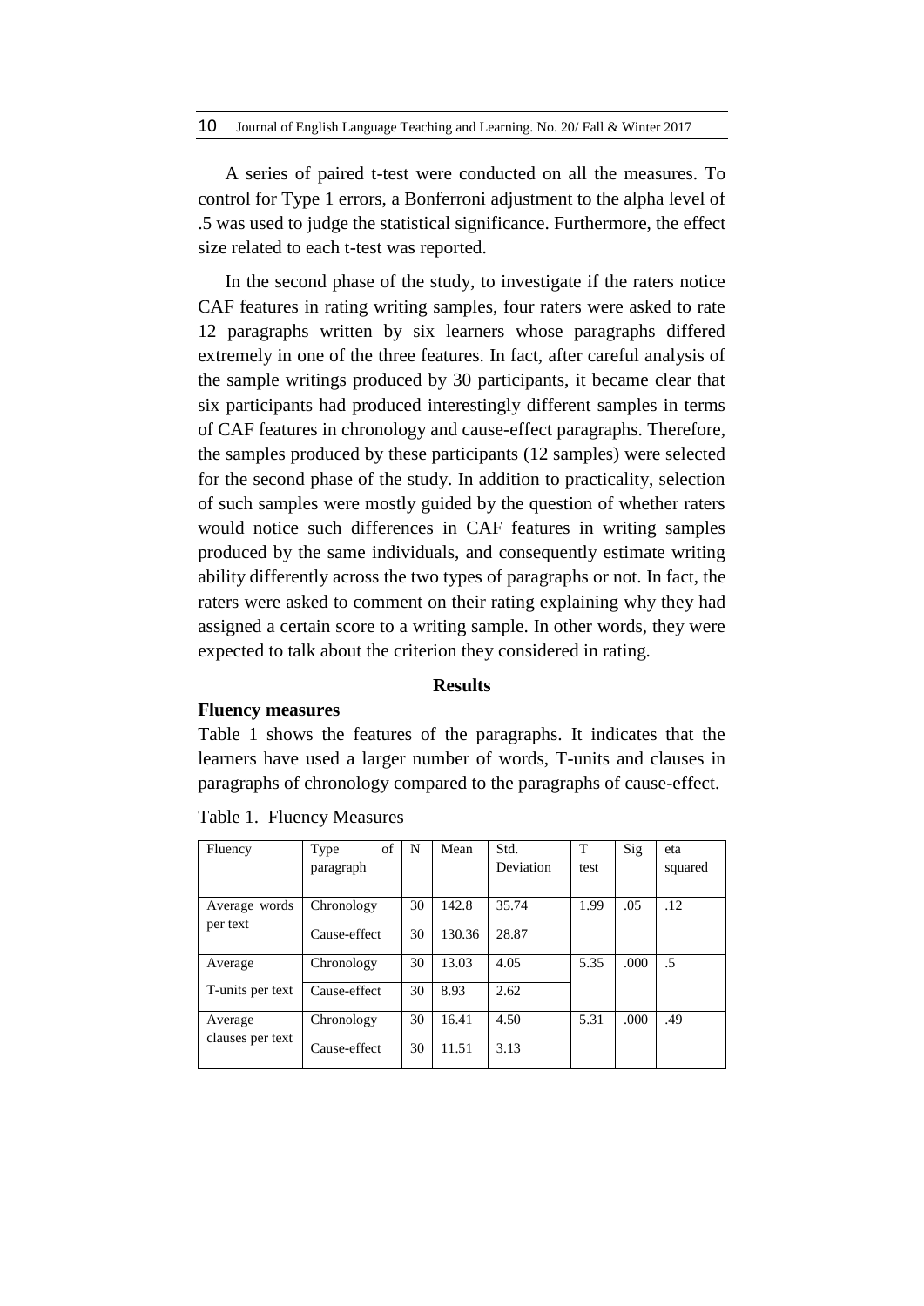A series of paired t-test were conducted on all the measures. To control for Type 1 errors, a Bonferroni adjustment to the alpha level of .5 was used to judge the statistical significance. Furthermore, the effect size related to each t-test was reported.

In the second phase of the study, to investigate if the raters notice CAF features in rating writing samples, four raters were asked to rate 12 paragraphs written by six learners whose paragraphs differed extremely in one of the three features. In fact, after careful analysis of the sample writings produced by 30 participants, it became clear that six participants had produced interestingly different samples in terms of CAF features in chronology and cause-effect paragraphs. Therefore, the samples produced by these participants (12 samples) were selected for the second phase of the study. In addition to practicality, selection of such samples were mostly guided by the question of whether raters would notice such differences in CAF features in writing samples produced by the same individuals, and consequently estimate writing ability differently across the two types of paragraphs or not. In fact, the raters were asked to comment on their rating explaining why they had assigned a certain score to a writing sample. In other words, they were expected to talk about the criterion they considered in rating.

## Results

### Fluency measures

Table 1 shows the features of the paragraphs. It indicates that the learners have used a larger number of words, T-units and clauses in paragraphs of chronology compared to the paragraphs of cause-effect.

Table 1. Fluency Measures

| Fluency | Type of paragraph | N | Mean | Std. Deviation | T test | Sig | eta squared |
|---|---|---|---|---|---|---|---|
| Average words per text | Chronology | 30 | 142.8 | 35.74 | 1.99 | .05 | .12 |
| | Cause-effect | 30 | 130.36 | 28.87 | | | |
| Average T-units per text | Chronology | 30 | 13.03 | 4.05 | 5.35 | .000 | .5 |
| | Cause-effect | 30 | 8.93 | 2.62 | | | |
| Average clauses per text | Chronology | 30 | 16.41 | 4.50 | 5.31 | .000 | .49 |
| | Cause-effect | 30 | 11.51 | 3.13 | | | |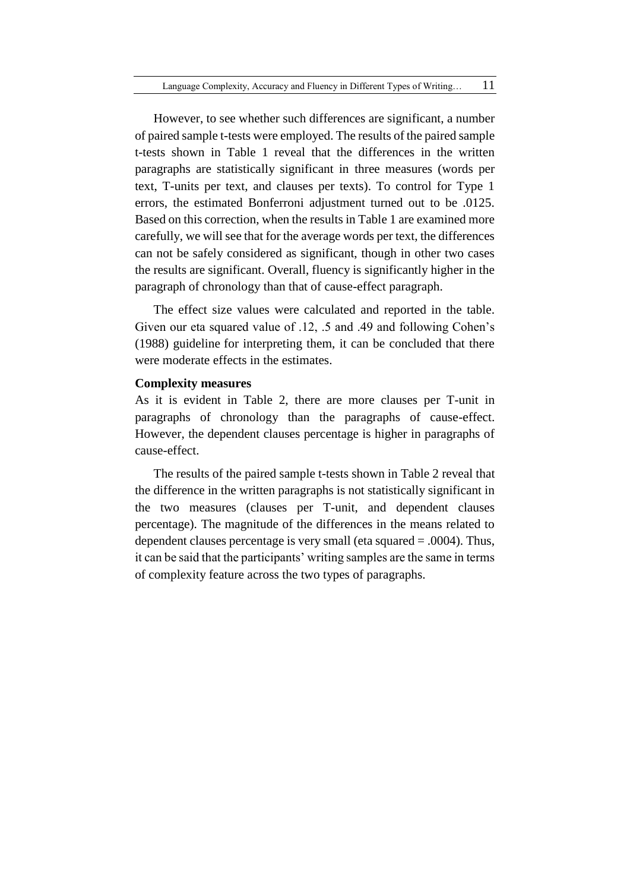However, to see whether such differences are significant, a number of paired sample t-tests were employed. The results of the paired sample t-tests shown in Table 1 reveal that the differences in the written paragraphs are statistically significant in three measures (words per text, T-units per text, and clauses per texts). To control for Type 1 errors, the estimated Bonferroni adjustment turned out to be .0125. Based on this correction, when the results in Table 1 are examined more carefully, we will see that for the average words per text, the differences can not be safely considered as significant, though in other two cases the results are significant. Overall, fluency is significantly higher in the paragraph of chronology than that of cause-effect paragraph.

The effect size values were calculated and reported in the table. Given our eta squared value of .12, .5 and .49 and following Cohen's (1988) guideline for interpreting them, it can be concluded that there were moderate effects in the estimates.

**Complexity measures**

As it is evident in Table 2, there are more clauses per T-unit in paragraphs of chronology than the paragraphs of cause-effect. However, the dependent clauses percentage is higher in paragraphs of cause-effect.

The results of the paired sample t-tests shown in Table 2 reveal that the difference in the written paragraphs is not statistically significant in the two measures (clauses per T-unit, and dependent clauses percentage). The magnitude of the differences in the means related to dependent clauses percentage is very small (eta squared = .0004). Thus, it can be said that the participants' writing samples are the same in terms of complexity feature across the two types of paragraphs.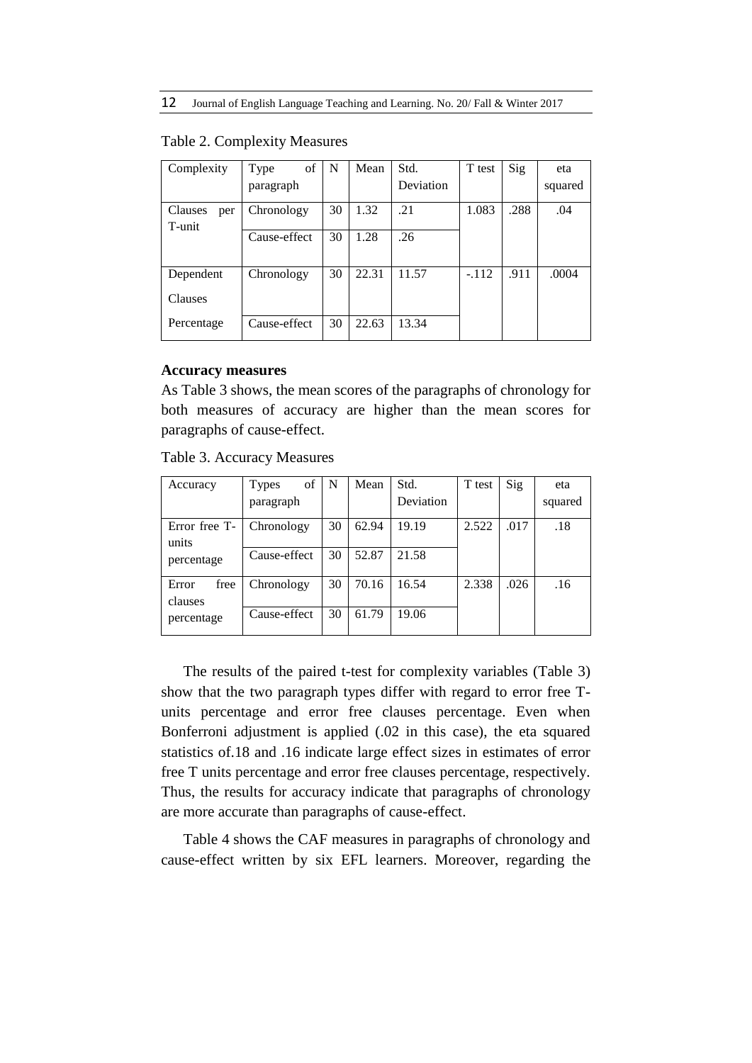Table 2. Complexity Measures

| Complexity | Type of paragraph | N | Mean | Std. Deviation | T test | Sig | eta squared |
|---|---|---|---|---|---|---|---|
| Clauses per T-unit | Chronology | 30 | 1.32 | .21 | 1.083 | .288 | .04 |
| | Cause-effect | 30 | 1.28 | .26 | | | |
| Dependent Clauses Percentage | Chronology | 30 | 22.31 | 11.57 | -.112 | .911 | .0004 |
| | Cause-effect | 30 | 22.63 | 13.34 | | | |

**Accuracy measures**

As Table 3 shows, the mean scores of the paragraphs of chronology for both measures of accuracy are higher than the mean scores for paragraphs of cause-effect.

Table 3. Accuracy Measures

| Accuracy | Types of paragraph | N | Mean | Std. Deviation | T test | Sig | eta squared |
|---|---|---|---|---|---|---|---|
| Error free T-units percentage | Chronology | 30 | 62.94 | 19.19 | 2.522 | .017 | .18 |
| | Cause-effect | 30 | 52.87 | 21.58 | | | |
| Error free clauses percentage | Chronology | 30 | 70.16 | 16.54 | 2.338 | .026 | .16 |
| | Cause-effect | 30 | 61.79 | 19.06 | | | |

The results of the paired t-test for complexity variables (Table 3) show that the two paragraph types differ with regard to error free T-units percentage and error free clauses percentage. Even when Bonferroni adjustment is applied (.02 in this case), the eta squared statistics of.18 and .16 indicate large effect sizes in estimates of error free T units percentage and error free clauses percentage, respectively. Thus, the results for accuracy indicate that paragraphs of chronology are more accurate than paragraphs of cause-effect.

Table 4 shows the CAF measures in paragraphs of chronology and cause-effect written by six EFL learners. Moreover, regarding the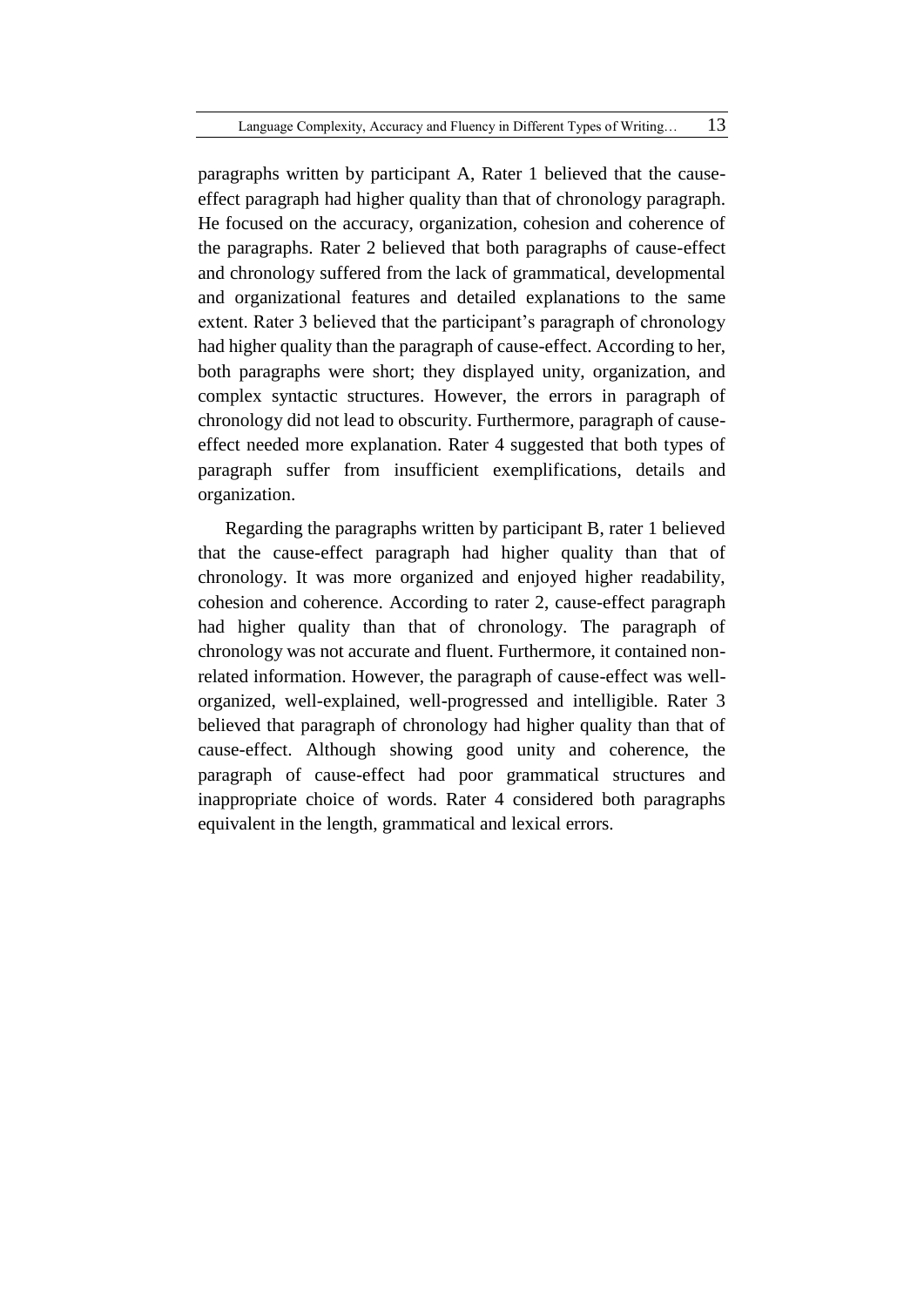paragraphs written by participant A, Rater 1 believed that the cause-effect paragraph had higher quality than that of chronology paragraph. He focused on the accuracy, organization, cohesion and coherence of the paragraphs. Rater 2 believed that both paragraphs of cause-effect and chronology suffered from the lack of grammatical, developmental and organizational features and detailed explanations to the same extent. Rater 3 believed that the participant's paragraph of chronology had higher quality than the paragraph of cause-effect. According to her, both paragraphs were short; they displayed unity, organization, and complex syntactic structures. However, the errors in paragraph of chronology did not lead to obscurity. Furthermore, paragraph of cause-effect needed more explanation. Rater 4 suggested that both types of paragraph suffer from insufficient exemplifications, details and organization.

Regarding the paragraphs written by participant B, rater 1 believed that the cause-effect paragraph had higher quality than that of chronology. It was more organized and enjoyed higher readability, cohesion and coherence. According to rater 2, cause-effect paragraph had higher quality than that of chronology. The paragraph of chronology was not accurate and fluent. Furthermore, it contained non-related information. However, the paragraph of cause-effect was well-organized, well-explained, well-progressed and intelligible. Rater 3 believed that paragraph of chronology had higher quality than that of cause-effect. Although showing good unity and coherence, the paragraph of cause-effect had poor grammatical structures and inappropriate choice of words. Rater 4 considered both paragraphs equivalent in the length, grammatical and lexical errors.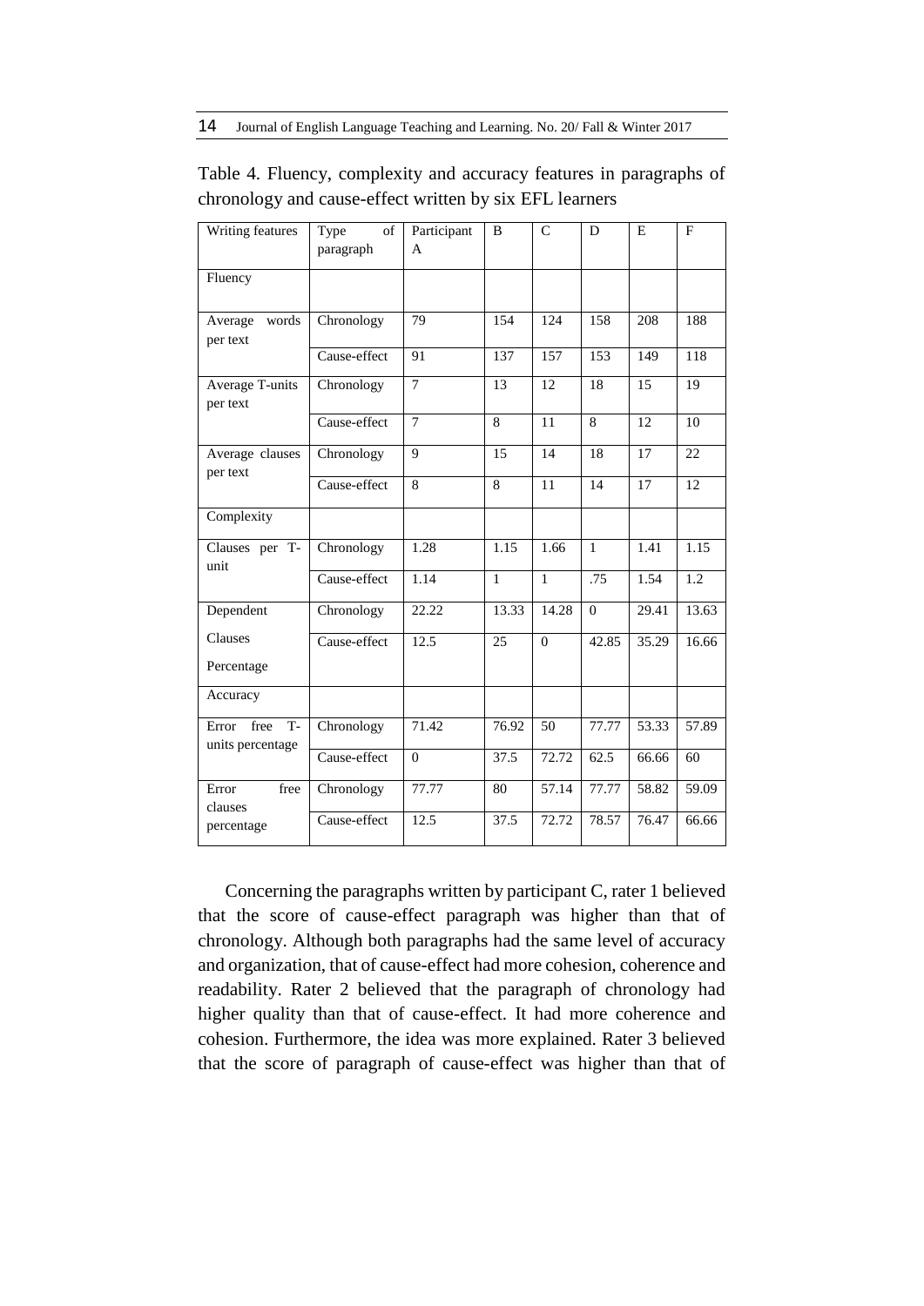Table 4. Fluency, complexity and accuracy features in paragraphs of chronology and cause-effect written by six EFL learners

| Writing features | Type of paragraph | Participant A | B | C | D | E | F |
|---|---|---|---|---|---|---|---|
| Fluency | | | | | | | |
| Average words per text | Chronology | 79 | 154 | 124 | 158 | 208 | 188 |
| | Cause-effect | 91 | 137 | 157 | 153 | 149 | 118 |
| Average T-units per text | Chronology | 7 | 13 | 12 | 18 | 15 | 19 |
| | Cause-effect | 7 | 8 | 11 | 8 | 12 | 10 |
| Average clauses per text | Chronology | 9 | 15 | 14 | 18 | 17 | 22 |
| | Cause-effect | 8 | 8 | 11 | 14 | 17 | 12 |
| Complexity | | | | | | | |
| Clauses per T-unit | Chronology | 1.28 | 1.15 | 1.66 | 1 | 1.41 | 1.15 |
| | Cause-effect | 1.14 | 1 | 1 | .75 | 1.54 | 1.2 |
| Dependent Clauses Percentage | Chronology | 22.22 | 13.33 | 14.28 | 0 | 29.41 | 13.63 |
| | Cause-effect | 12.5 | 25 | 0 | 42.85 | 35.29 | 16.66 |
| Accuracy | | | | | | | |
| Error free T-units percentage | Chronology | 71.42 | 76.92 | 50 | 77.77 | 53.33 | 57.89 |
| | Cause-effect | 0 | 37.5 | 72.72 | 62.5 | 66.66 | 60 |
| Error free clauses percentage | Chronology | 77.77 | 80 | 57.14 | 77.77 | 58.82 | 59.09 |
| | Cause-effect | 12.5 | 37.5 | 72.72 | 78.57 | 76.47 | 66.66 |

Concerning the paragraphs written by participant C, rater 1 believed that the score of cause-effect paragraph was higher than that of chronology. Although both paragraphs had the same level of accuracy and organization, that of cause-effect had more cohesion, coherence and readability. Rater 2 believed that the paragraph of chronology had higher quality than that of cause-effect. It had more coherence and cohesion. Furthermore, the idea was more explained. Rater 3 believed that the score of paragraph of cause-effect was higher than that of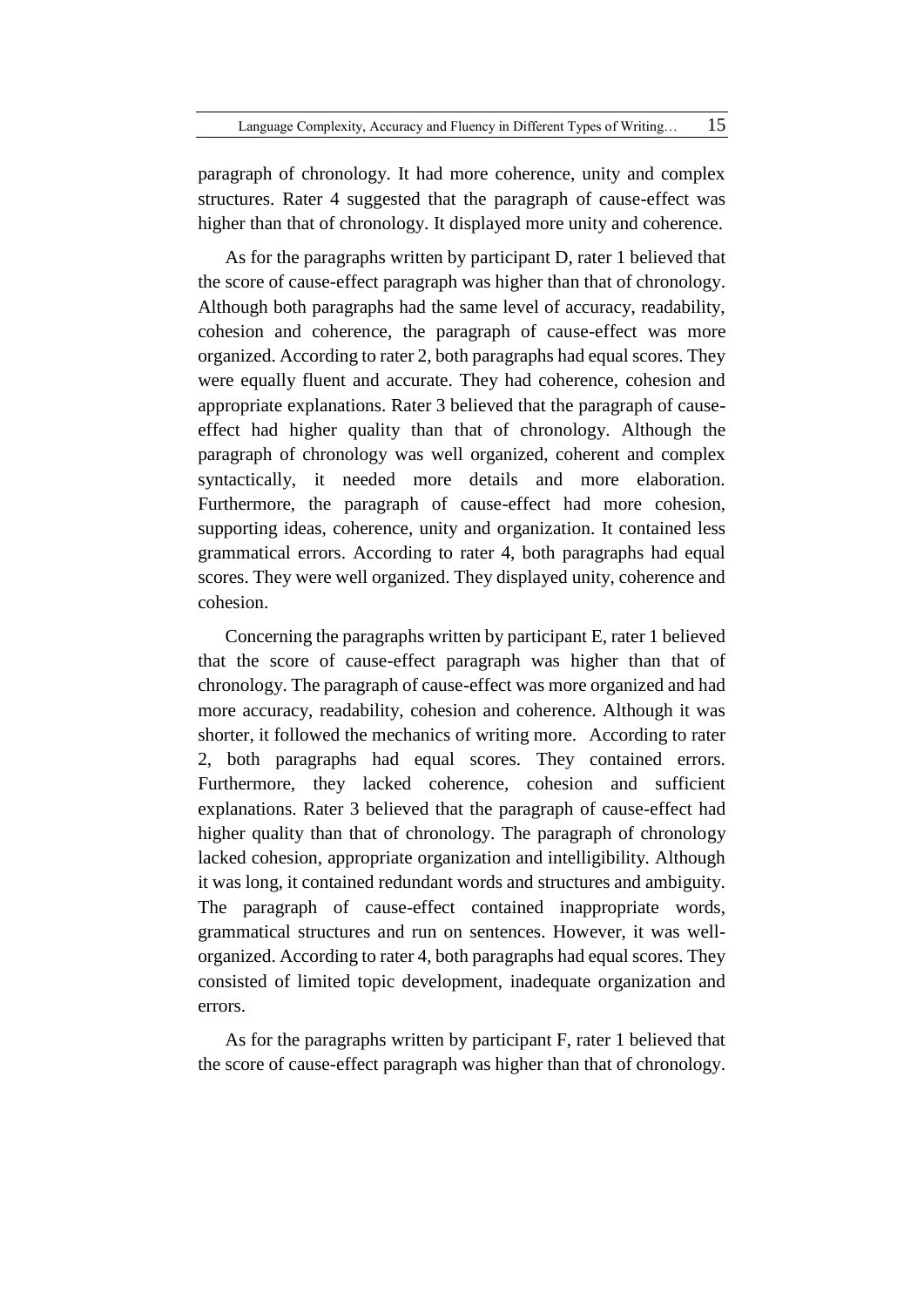paragraph of chronology. It had more coherence, unity and complex structures. Rater 4 suggested that the paragraph of cause-effect was higher than that of chronology. It displayed more unity and coherence.

As for the paragraphs written by participant D, rater 1 believed that the score of cause-effect paragraph was higher than that of chronology. Although both paragraphs had the same level of accuracy, readability, cohesion and coherence, the paragraph of cause-effect was more organized. According to rater 2, both paragraphs had equal scores. They were equally fluent and accurate. They had coherence, cohesion and appropriate explanations. Rater 3 believed that the paragraph of cause-effect had higher quality than that of chronology. Although the paragraph of chronology was well organized, coherent and complex syntactically, it needed more details and more elaboration. Furthermore, the paragraph of cause-effect had more cohesion, supporting ideas, coherence, unity and organization. It contained less grammatical errors. According to rater 4, both paragraphs had equal scores. They were well organized. They displayed unity, coherence and cohesion.

Concerning the paragraphs written by participant E, rater 1 believed that the score of cause-effect paragraph was higher than that of chronology. The paragraph of cause-effect was more organized and had more accuracy, readability, cohesion and coherence. Although it was shorter, it followed the mechanics of writing more. According to rater 2, both paragraphs had equal scores. They contained errors. Furthermore, they lacked coherence, cohesion and sufficient explanations. Rater 3 believed that the paragraph of cause-effect had higher quality than that of chronology. The paragraph of chronology lacked cohesion, appropriate organization and intelligibility. Although it was long, it contained redundant words and structures and ambiguity. The paragraph of cause-effect contained inappropriate words, grammatical structures and run on sentences. However, it was well-organized. According to rater 4, both paragraphs had equal scores. They consisted of limited topic development, inadequate organization and errors.

As for the paragraphs written by participant F, rater 1 believed that the score of cause-effect paragraph was higher than that of chronology.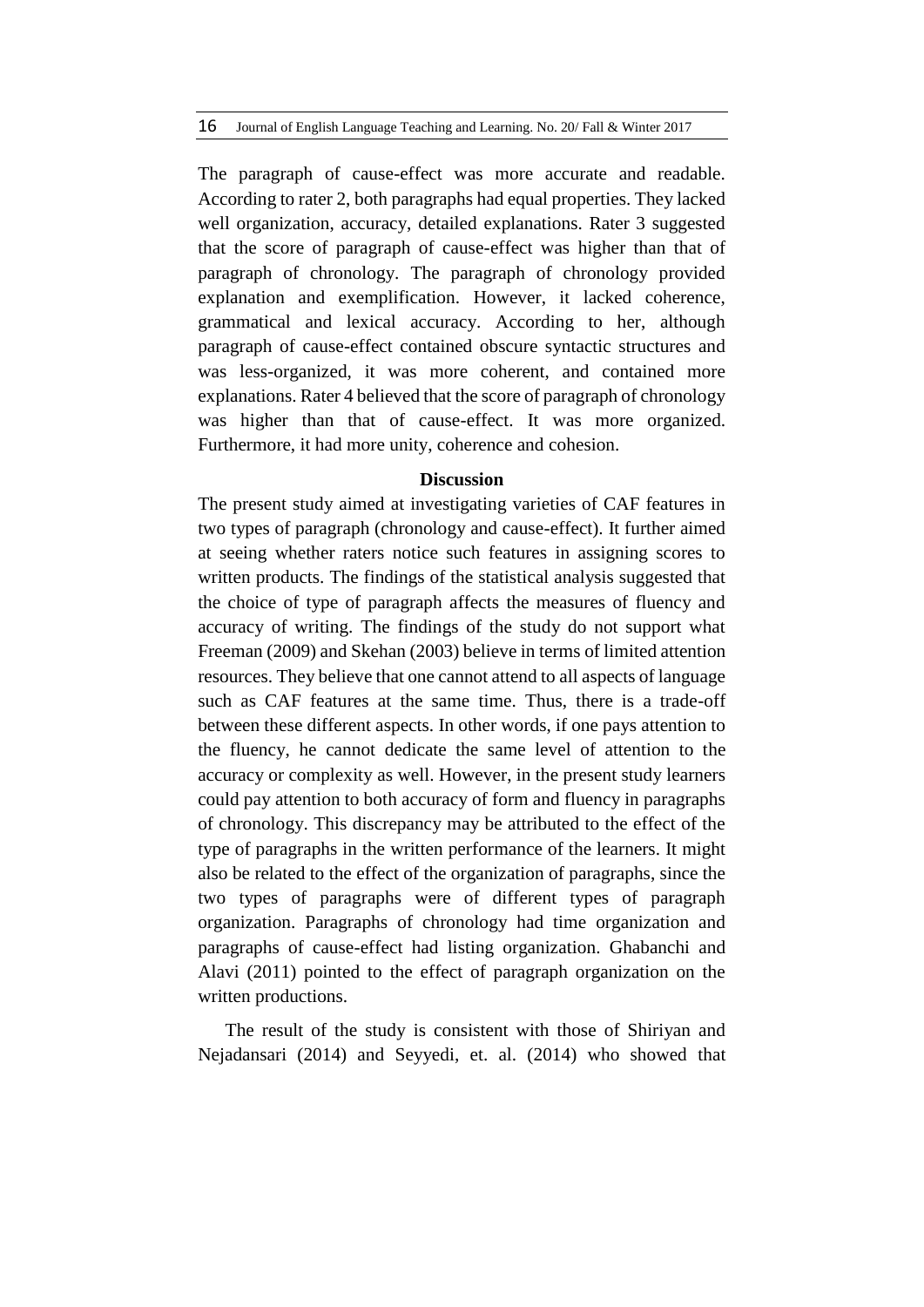The paragraph of cause-effect was more accurate and readable. According to rater 2, both paragraphs had equal properties. They lacked well organization, accuracy, detailed explanations. Rater 3 suggested that the score of paragraph of cause-effect was higher than that of paragraph of chronology. The paragraph of chronology provided explanation and exemplification. However, it lacked coherence, grammatical and lexical accuracy. According to her, although paragraph of cause-effect contained obscure syntactic structures and was less-organized, it was more coherent, and contained more explanations. Rater 4 believed that the score of paragraph of chronology was higher than that of cause-effect. It was more organized. Furthermore, it had more unity, coherence and cohesion.

## Discussion

The present study aimed at investigating varieties of CAF features in two types of paragraph (chronology and cause-effect). It further aimed at seeing whether raters notice such features in assigning scores to written products. The findings of the statistical analysis suggested that the choice of type of paragraph affects the measures of fluency and accuracy of writing. The findings of the study do not support what Freeman (2009) and Skehan (2003) believe in terms of limited attention resources. They believe that one cannot attend to all aspects of language such as CAF features at the same time. Thus, there is a trade-off between these different aspects. In other words, if one pays attention to the fluency, he cannot dedicate the same level of attention to the accuracy or complexity as well. However, in the present study learners could pay attention to both accuracy of form and fluency in paragraphs of chronology. This discrepancy may be attributed to the effect of the type of paragraphs in the written performance of the learners. It might also be related to the effect of the organization of paragraphs, since the two types of paragraphs were of different types of paragraph organization. Paragraphs of chronology had time organization and paragraphs of cause-effect had listing organization. Ghabanchi and Alavi (2011) pointed to the effect of paragraph organization on the written productions.

The result of the study is consistent with those of Shiriyan and Nejadansari (2014) and Seyyedi, et. al. (2014) who showed that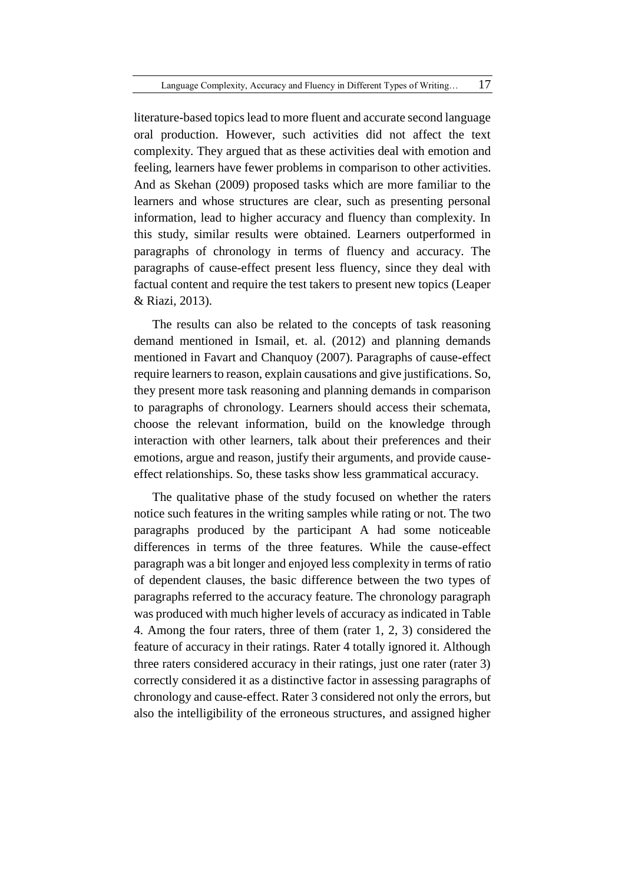literature-based topics lead to more fluent and accurate second language oral production. However, such activities did not affect the text complexity. They argued that as these activities deal with emotion and feeling, learners have fewer problems in comparison to other activities. And as Skehan (2009) proposed tasks which are more familiar to the learners and whose structures are clear, such as presenting personal information, lead to higher accuracy and fluency than complexity. In this study, similar results were obtained. Learners outperformed in paragraphs of chronology in terms of fluency and accuracy. The paragraphs of cause-effect present less fluency, since they deal with factual content and require the test takers to present new topics (Leaper & Riazi, 2013).

The results can also be related to the concepts of task reasoning demand mentioned in Ismail, et. al. (2012) and planning demands mentioned in Favart and Chanquoy (2007). Paragraphs of cause-effect require learners to reason, explain causations and give justifications. So, they present more task reasoning and planning demands in comparison to paragraphs of chronology. Learners should access their schemata, choose the relevant information, build on the knowledge through interaction with other learners, talk about their preferences and their emotions, argue and reason, justify their arguments, and provide cause-effect relationships. So, these tasks show less grammatical accuracy.

The qualitative phase of the study focused on whether the raters notice such features in the writing samples while rating or not. The two paragraphs produced by the participant A had some noticeable differences in terms of the three features. While the cause-effect paragraph was a bit longer and enjoyed less complexity in terms of ratio of dependent clauses, the basic difference between the two types of paragraphs referred to the accuracy feature. The chronology paragraph was produced with much higher levels of accuracy as indicated in Table 4. Among the four raters, three of them (rater 1, 2, 3) considered the feature of accuracy in their ratings. Rater 4 totally ignored it. Although three raters considered accuracy in their ratings, just one rater (rater 3) correctly considered it as a distinctive factor in assessing paragraphs of chronology and cause-effect. Rater 3 considered not only the errors, but also the intelligibility of the erroneous structures, and assigned higher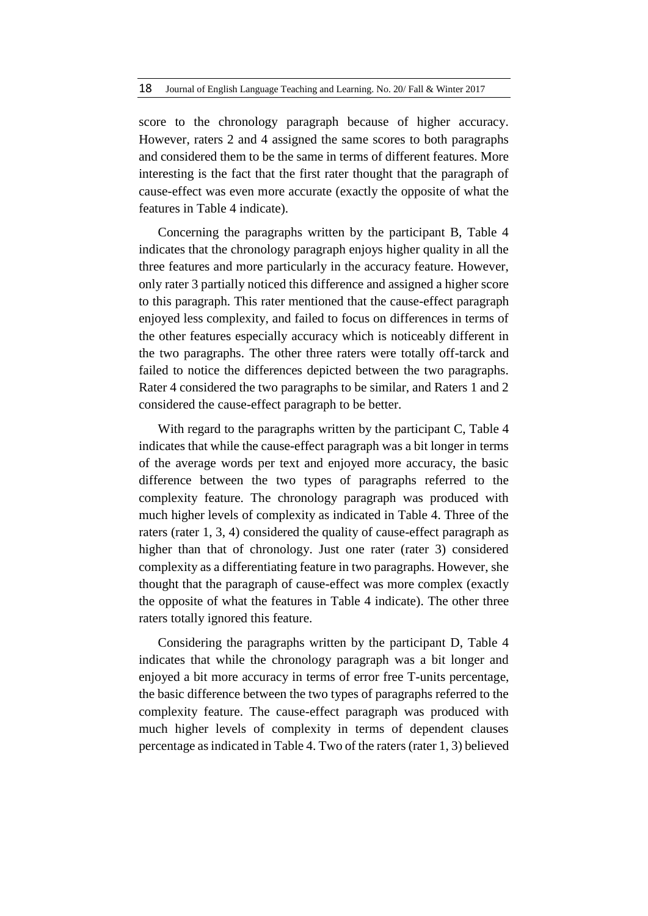score to the chronology paragraph because of higher accuracy. However, raters 2 and 4 assigned the same scores to both paragraphs and considered them to be the same in terms of different features. More interesting is the fact that the first rater thought that the paragraph of cause-effect was even more accurate (exactly the opposite of what the features in Table 4 indicate).

Concerning the paragraphs written by the participant B, Table 4 indicates that the chronology paragraph enjoys higher quality in all the three features and more particularly in the accuracy feature. However, only rater 3 partially noticed this difference and assigned a higher score to this paragraph. This rater mentioned that the cause-effect paragraph enjoyed less complexity, and failed to focus on differences in terms of the other features especially accuracy which is noticeably different in the two paragraphs. The other three raters were totally off-tarck and failed to notice the differences depicted between the two paragraphs. Rater 4 considered the two paragraphs to be similar, and Raters 1 and 2 considered the cause-effect paragraph to be better.

With regard to the paragraphs written by the participant C, Table 4 indicates that while the cause-effect paragraph was a bit longer in terms of the average words per text and enjoyed more accuracy, the basic difference between the two types of paragraphs referred to the complexity feature. The chronology paragraph was produced with much higher levels of complexity as indicated in Table 4. Three of the raters (rater 1, 3, 4) considered the quality of cause-effect paragraph as higher than that of chronology. Just one rater (rater 3) considered complexity as a differentiating feature in two paragraphs. However, she thought that the paragraph of cause-effect was more complex (exactly the opposite of what the features in Table 4 indicate). The other three raters totally ignored this feature.

Considering the paragraphs written by the participant D, Table 4 indicates that while the chronology paragraph was a bit longer and enjoyed a bit more accuracy in terms of error free T-units percentage, the basic difference between the two types of paragraphs referred to the complexity feature. The cause-effect paragraph was produced with much higher levels of complexity in terms of dependent clauses percentage as indicated in Table 4. Two of the raters (rater 1, 3) believed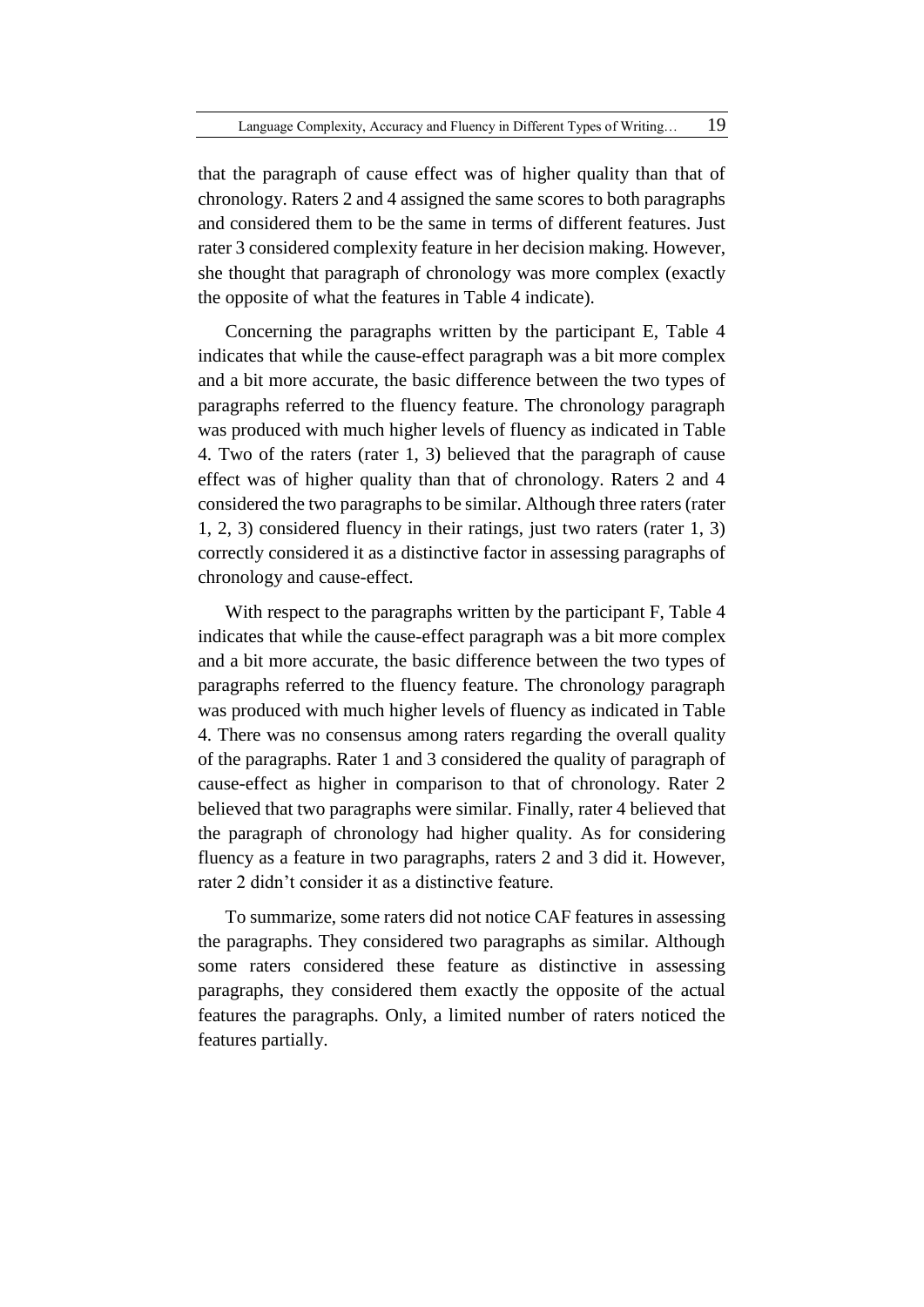that the paragraph of cause effect was of higher quality than that of chronology. Raters 2 and 4 assigned the same scores to both paragraphs and considered them to be the same in terms of different features. Just rater 3 considered complexity feature in her decision making. However, she thought that paragraph of chronology was more complex (exactly the opposite of what the features in Table 4 indicate).

Concerning the paragraphs written by the participant E, Table 4 indicates that while the cause-effect paragraph was a bit more complex and a bit more accurate, the basic difference between the two types of paragraphs referred to the fluency feature. The chronology paragraph was produced with much higher levels of fluency as indicated in Table 4. Two of the raters (rater 1, 3) believed that the paragraph of cause effect was of higher quality than that of chronology. Raters 2 and 4 considered the two paragraphs to be similar. Although three raters (rater 1, 2, 3) considered fluency in their ratings, just two raters (rater 1, 3) correctly considered it as a distinctive factor in assessing paragraphs of chronology and cause-effect.

With respect to the paragraphs written by the participant F, Table 4 indicates that while the cause-effect paragraph was a bit more complex and a bit more accurate, the basic difference between the two types of paragraphs referred to the fluency feature. The chronology paragraph was produced with much higher levels of fluency as indicated in Table 4. There was no consensus among raters regarding the overall quality of the paragraphs. Rater 1 and 3 considered the quality of paragraph of cause-effect as higher in comparison to that of chronology. Rater 2 believed that two paragraphs were similar. Finally, rater 4 believed that the paragraph of chronology had higher quality. As for considering fluency as a feature in two paragraphs, raters 2 and 3 did it. However, rater 2 didn't consider it as a distinctive feature.

To summarize, some raters did not notice CAF features in assessing the paragraphs. They considered two paragraphs as similar. Although some raters considered these feature as distinctive in assessing paragraphs, they considered them exactly the opposite of the actual features the paragraphs. Only, a limited number of raters noticed the features partially.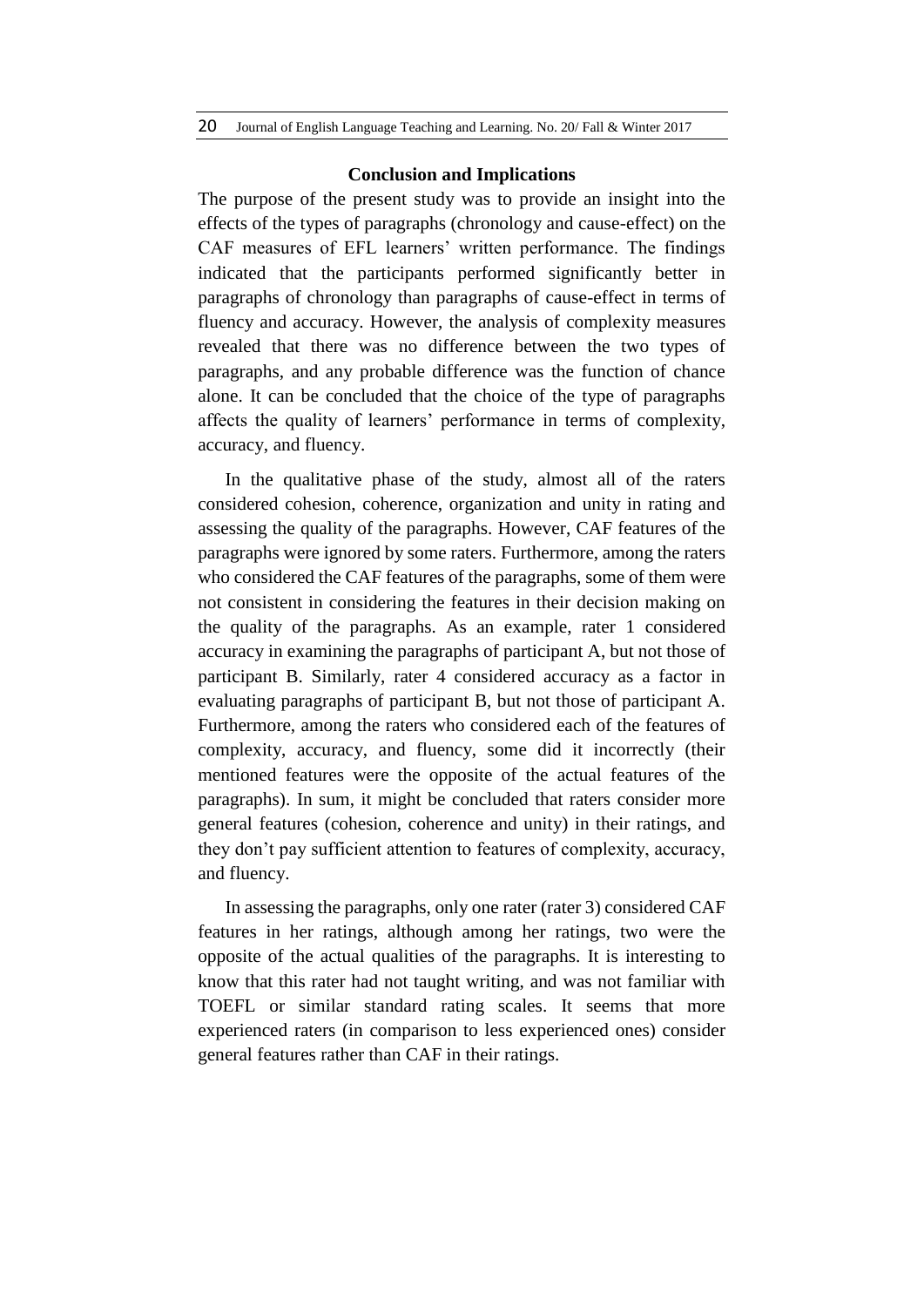## Conclusion and Implications

The purpose of the present study was to provide an insight into the effects of the types of paragraphs (chronology and cause-effect) on the CAF measures of EFL learners' written performance. The findings indicated that the participants performed significantly better in paragraphs of chronology than paragraphs of cause-effect in terms of fluency and accuracy. However, the analysis of complexity measures revealed that there was no difference between the two types of paragraphs, and any probable difference was the function of chance alone. It can be concluded that the choice of the type of paragraphs affects the quality of learners' performance in terms of complexity, accuracy, and fluency.

In the qualitative phase of the study, almost all of the raters considered cohesion, coherence, organization and unity in rating and assessing the quality of the paragraphs. However, CAF features of the paragraphs were ignored by some raters. Furthermore, among the raters who considered the CAF features of the paragraphs, some of them were not consistent in considering the features in their decision making on the quality of the paragraphs. As an example, rater 1 considered accuracy in examining the paragraphs of participant A, but not those of participant B. Similarly, rater 4 considered accuracy as a factor in evaluating paragraphs of participant B, but not those of participant A. Furthermore, among the raters who considered each of the features of complexity, accuracy, and fluency, some did it incorrectly (their mentioned features were the opposite of the actual features of the paragraphs). In sum, it might be concluded that raters consider more general features (cohesion, coherence and unity) in their ratings, and they don't pay sufficient attention to features of complexity, accuracy, and fluency.

In assessing the paragraphs, only one rater (rater 3) considered CAF features in her ratings, although among her ratings, two were the opposite of the actual qualities of the paragraphs. It is interesting to know that this rater had not taught writing, and was not familiar with TOEFL or similar standard rating scales. It seems that more experienced raters (in comparison to less experienced ones) consider general features rather than CAF in their ratings.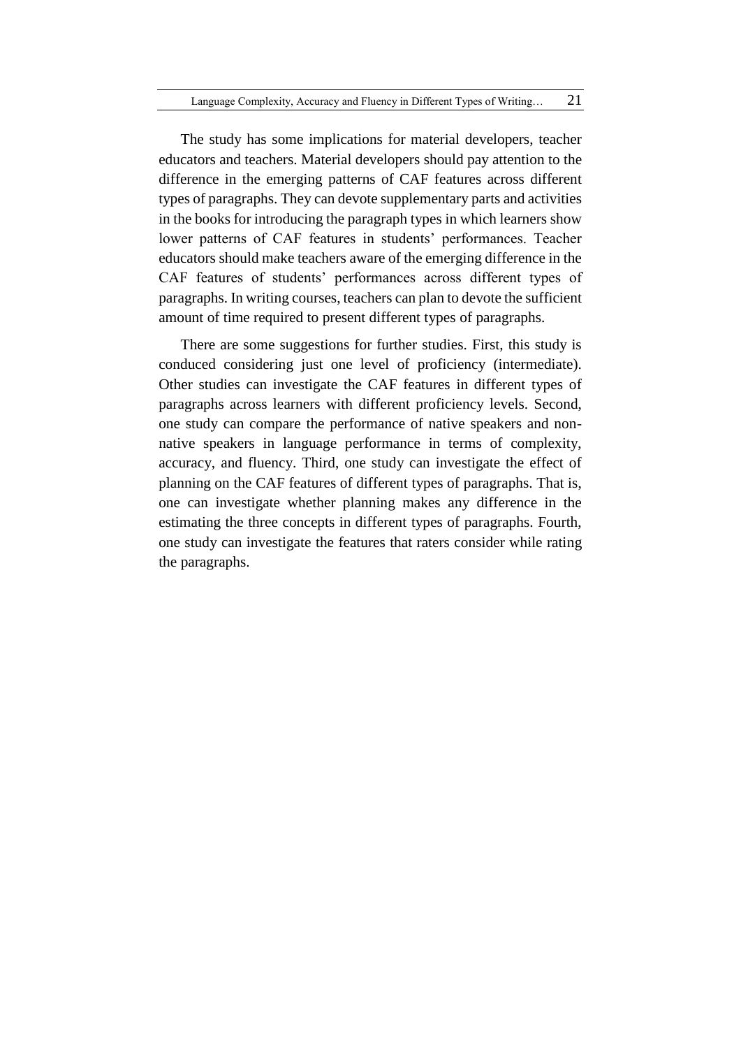The study has some implications for material developers, teacher educators and teachers. Material developers should pay attention to the difference in the emerging patterns of CAF features across different types of paragraphs. They can devote supplementary parts and activities in the books for introducing the paragraph types in which learners show lower patterns of CAF features in students' performances. Teacher educators should make teachers aware of the emerging difference in the CAF features of students' performances across different types of paragraphs. In writing courses, teachers can plan to devote the sufficient amount of time required to present different types of paragraphs.

There are some suggestions for further studies. First, this study is conduced considering just one level of proficiency (intermediate). Other studies can investigate the CAF features in different types of paragraphs across learners with different proficiency levels. Second, one study can compare the performance of native speakers and non-native speakers in language performance in terms of complexity, accuracy, and fluency. Third, one study can investigate the effect of planning on the CAF features of different types of paragraphs. That is, one can investigate whether planning makes any difference in the estimating the three concepts in different types of paragraphs. Fourth, one study can investigate the features that raters consider while rating the paragraphs.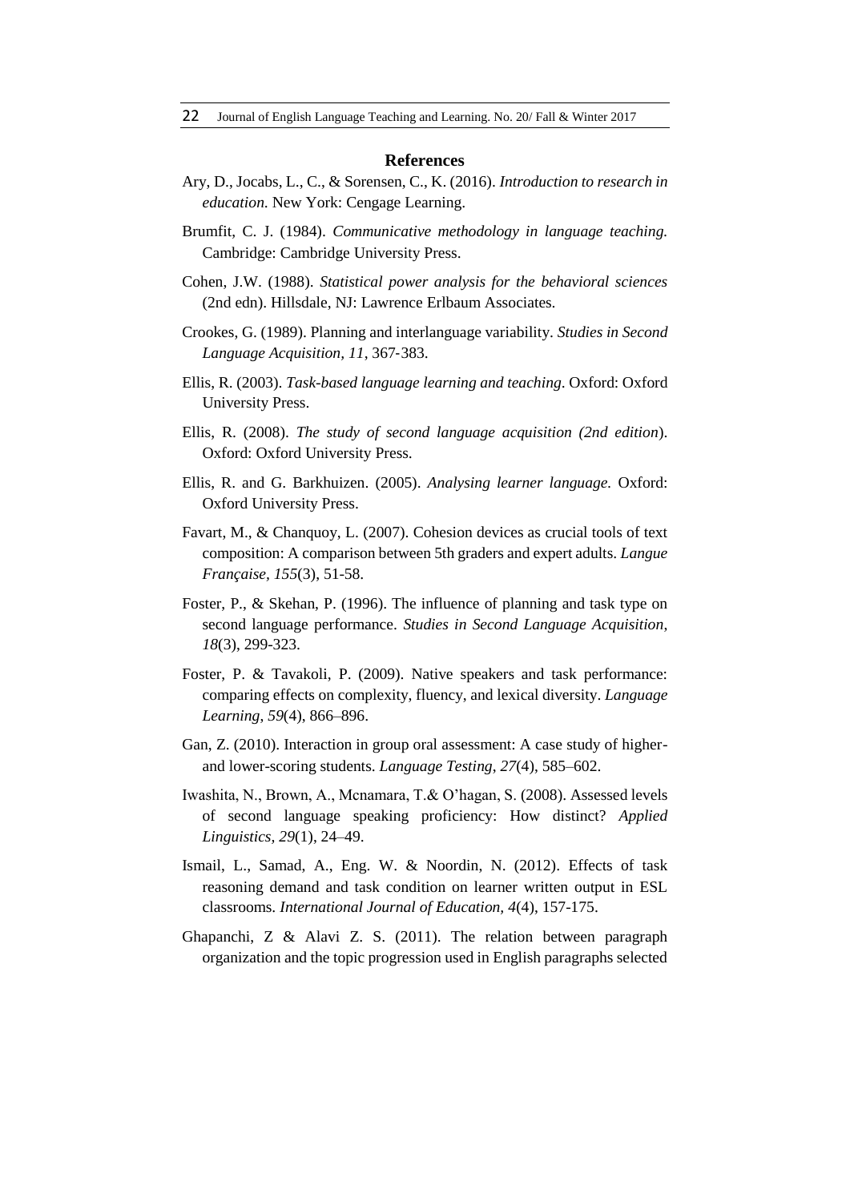## References

Ary, D., Jocabs, L., C., & Sorensen, C., K. (2016). *Introduction to research in education.* New York: Cengage Learning.

Brumfit, C. J. (1984). *Communicative methodology in language teaching.* Cambridge: Cambridge University Press.

Cohen, J.W. (1988). *Statistical power analysis for the behavioral sciences* (2nd edn). Hillsdale, NJ: Lawrence Erlbaum Associates.

Crookes, G. (1989). Planning and interlanguage variability. *Studies in Second Language Acquisition, 11*, 367-383.

Ellis, R. (2003). *Task-based language learning and teaching*. Oxford: Oxford University Press.

Ellis, R. (2008). *The study of second language acquisition (2nd edition*). Oxford: Oxford University Press.

Ellis, R. and G. Barkhuizen. (2005). *Analysing learner language.* Oxford: Oxford University Press.

Favart, M., & Chanquoy, L. (2007). Cohesion devices as crucial tools of text composition: A comparison between 5th graders and expert adults. *Langue Française, 155*(3), 51-58.

Foster, P., & Skehan, P. (1996). The influence of planning and task type on second language performance. *Studies in Second Language Acquisition, 18*(3), 299-323.

Foster, P. & Tavakoli, P. (2009). Native speakers and task performance: comparing effects on complexity, fluency, and lexical diversity. *Language Learning, 59*(4), 866–896.

Gan, Z. (2010). Interaction in group oral assessment: A case study of higher- and lower-scoring students. *Language Testing, 27*(4), 585–602.

Iwashita, N., Brown, A., Mcnamara, T.& O'hagan, S. (2008). Assessed levels of second language speaking proficiency: How distinct? *Applied Linguistics, 29*(1), 24–49.

Ismail, L., Samad, A., Eng. W. & Noordin, N. (2012). Effects of task reasoning demand and task condition on learner written output in ESL classrooms. *International Journal of Education, 4*(4), 157-175.

Ghapanchi, Z & Alavi Z. S. (2011). The relation between paragraph organization and the topic progression used in English paragraphs selected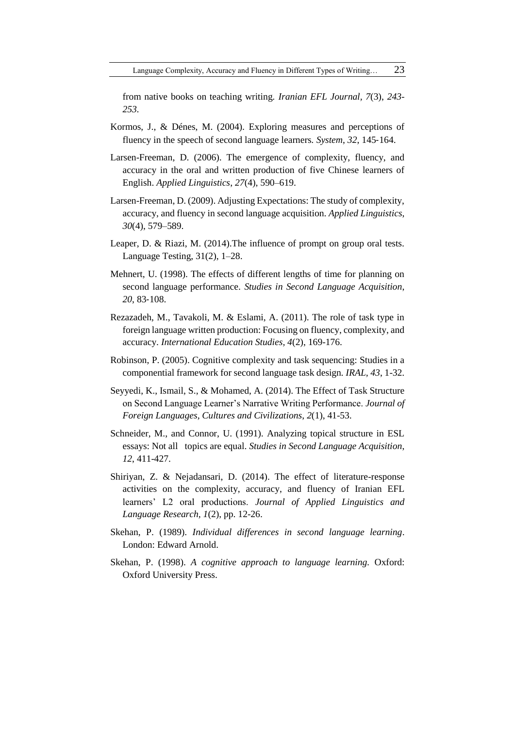from native books on teaching writing. *Iranian EFL Journal*, *7*(3), *243-253*.

Kormos, J., & Dénes, M. (2004). Exploring measures and perceptions of fluency in the speech of second language learners. *System*, *32*, 145‐164.

Larsen-Freeman, D. (2006). The emergence of complexity, fluency, and accuracy in the oral and written production of five Chinese learners of English. *Applied Linguistics*, *27*(4), 590–619.

Larsen-Freeman, D. (2009). Adjusting Expectations: The study of complexity, accuracy, and fluency in second language acquisition. *Applied Linguistics*, *30*(4), 579–589.

Leaper, D. & Riazi, M. (2014).The influence of prompt on group oral tests. Language Testing, 31(2), 1–28.

Mehnert, U. (1998). The effects of different lengths of time for planning on second language performance. *Studies in Second Language Acquisition*, *20*, 83‐108.

Rezazadeh, M., Tavakoli, M. & Eslami, A. (2011). The role of task type in foreign language written production: Focusing on fluency, complexity, and accuracy. *International Education Studies, 4*(2), 169-176.

Robinson, P. (2005). Cognitive complexity and task sequencing: Studies in a componential framework for second language task design. *IRAL*, *43*, 1-32.

Seyyedi, K., Ismail, S., & Mohamed, A. (2014). The Effect of Task Structure on Second Language Learner's Narrative Writing Performance. *Journal of Foreign Languages, Cultures and Civilizations*, *2*(1), 41-53.

Schneider, M., and Connor, U. (1991). Analyzing topical structure in ESL essays: Not all topics are equal. *Studies in Second Language Acquisition*, *12*, 411-427.

Shiriyan, Z. & Nejadansari, D. (2014). The effect of literature-response activities on the complexity, accuracy, and fluency of Iranian EFL learners' L2 oral productions. *Journal of Applied Linguistics and Language Research*, *1*(2), pp. 12-26.

Skehan, P. (1989). *Individual differences in second language learning*. London: Edward Arnold.

Skehan, P. (1998). *A cognitive approach to language learning*. Oxford: Oxford University Press.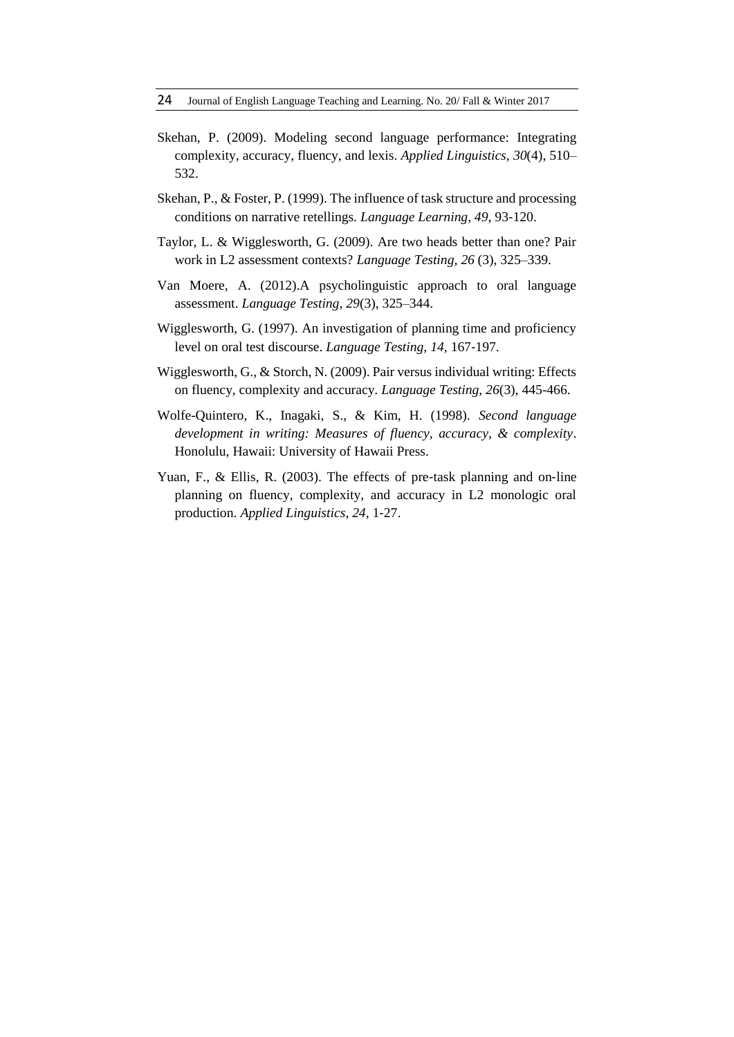Skehan, P. (2009). Modeling second language performance: Integrating complexity, accuracy, fluency, and lexis. *Applied Linguistics*, *30*(4), 510–532.

Skehan, P., & Foster, P. (1999). The influence of task structure and processing conditions on narrative retellings. *Language Learning*, *49*, 93-120.

Taylor, L. & Wigglesworth, G. (2009). Are two heads better than one? Pair work in L2 assessment contexts? *Language Testing*, *26* (3), 325–339.

Van Moere, A. (2012).A psycholinguistic approach to oral language assessment. *Language Testing*, *29*(3), 325–344.

Wigglesworth, G. (1997). An investigation of planning time and proficiency level on oral test discourse. *Language Testing*, *14*, 167-197.

Wigglesworth, G., & Storch, N. (2009). Pair versus individual writing: Effects on fluency, complexity and accuracy. *Language Testing*, *26*(3), 445-466.

Wolfe-Quintero, K., Inagaki, S., & Kim, H. (1998). *Second language development in writing: Measures of fluency, accuracy, & complexity*. Honolulu, Hawaii: University of Hawaii Press.

Yuan, F., & Ellis, R. (2003). The effects of pre-task planning and on-line planning on fluency, complexity, and accuracy in L2 monologic oral production. *Applied Linguistics*, *24*, 1-27.